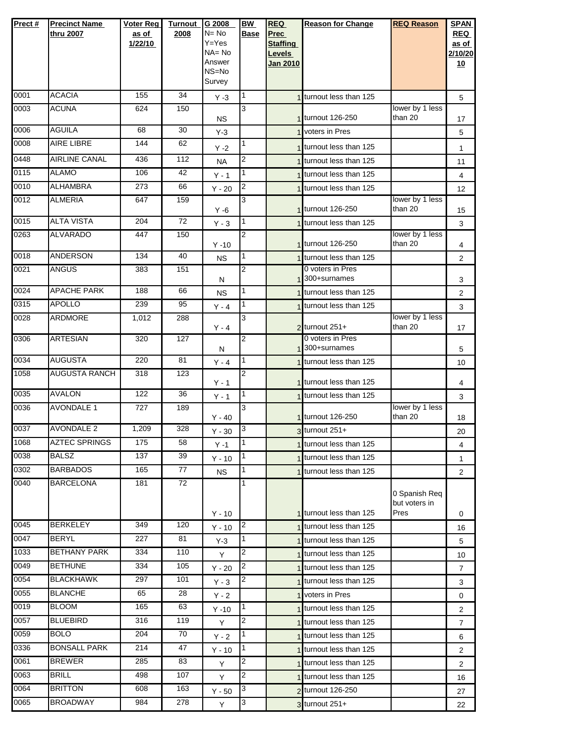| Prect # | Precinct Name thru 2007 | Voter Reg as of 1/22/10 | Turnout 2008 | G 2008 N= No Y=Yes NA= No Answer NS=No Survey | BW Base | REQ Prec Staffing Levels Jan 2010 | Reason for Change | REQ Reason | SPAN REQ as of 2/10/2010 |
|---|---|---|---|---|---|---|---|---|---|
| 0001 | ACACIA | 155 | 34 | Y -3 | 1 | 1 | turnout less than 125 | | 5 |
| 0003 | ACUNA | 624 | 150 | NS | 3 | 1 | turnout 126-250 | lower by 1 less than 20 | 17 |
| 0006 | AGUILA | 68 | 30 | Y-3 | | 1 | voters in Pres | | 5 |
| 0008 | AIRE LIBRE | 144 | 62 | Y -2 | 1 | 1 | turnout less than 125 | | 1 |
| 0448 | AIRLINE CANAL | 436 | 112 | NA | 2 | 1 | turnout less than 125 | | 11 |
| 0115 | ALAMO | 106 | 42 | Y - 1 | 1 | 1 | turnout less than 125 | | 4 |
| 0010 | ALHAMBRA | 273 | 66 | Y - 20 | 2 | 1 | turnout less than 125 | | 12 |
| 0012 | ALMERIA | 647 | 159 | Y -6 | 3 | 1 | turnout 126-250 | lower by 1 less than 20 | 15 |
| 0015 | ALTA VISTA | 204 | 72 | Y - 3 | 1 | 1 | turnout less than 125 | | 3 |
| 0263 | ALVARADO | 447 | 150 | Y -10 | 2 | 1 | turnout 126-250 | lower by 1 less than 20 | 4 |
| 0018 | ANDERSON | 134 | 40 | NS | 1 | 1 | turnout less than 125 | | 2 |
| 0021 | ANGUS | 383 | 151 | N | 2 | 1 | 0 voters in Pres 300+surnames | | 3 |
| 0024 | APACHE PARK | 188 | 66 | NS | 1 | 1 | turnout less than 125 | | 2 |
| 0315 | APOLLO | 239 | 95 | Y - 4 | 1 | 1 | turnout less than 125 | | 3 |
| 0028 | ARDMORE | 1,012 | 288 | Y - 4 | 3 | 2 | turnout 251+ | lower by 1 less than 20 | 17 |
| 0306 | ARTESIAN | 320 | 127 | N | 2 | 1 | 0 voters in Pres 300+surnames | | 5 |
| 0034 | AUGUSTA | 220 | 81 | Y - 4 | 1 | 1 | turnout less than 125 | | 10 |
| 1058 | AUGUSTA RANCH | 318 | 123 | Y - 1 | 2 | 1 | turnout less than 125 | | 4 |
| 0035 | AVALON | 122 | 36 | Y - 1 | 1 | 1 | turnout less than 125 | | 3 |
| 0036 | AVONDALE 1 | 727 | 189 | Y - 40 | 3 | 1 | turnout 126-250 | lower by 1 less than 20 | 18 |
| 0037 | AVONDALE 2 | 1,209 | 328 | Y - 30 | 3 | 3 | turnout 251+ | | 20 |
| 1068 | AZTEC SPRINGS | 175 | 58 | Y -1 | 1 | 1 | turnout less than 125 | | 4 |
| 0038 | BALSZ | 137 | 39 | Y - 10 | 1 | 1 | turnout less than 125 | | 1 |
| 0302 | BARBADOS | 165 | 77 | NS | 1 | 1 | turnout less than 125 | | 2 |
| 0040 | BARCELONA | 181 | 72 | Y - 10 | 1 | 1 | turnout less than 125 | 0 Spanish Req but voters in Pres | 0 |
| 0045 | BERKELEY | 349 | 120 | Y - 10 | 2 | 1 | turnout less than 125 | | 16 |
| 0047 | BERYL | 227 | 81 | Y-3 | 1 | 1 | turnout less than 125 | | 5 |
| 1033 | BETHANY PARK | 334 | 110 | Y | 2 | 1 | turnout less than 125 | | 10 |
| 0049 | BETHUNE | 334 | 105 | Y - 20 | 2 | 1 | turnout less than 125 | | 7 |
| 0054 | BLACKHAWK | 297 | 101 | Y - 3 | 2 | 1 | turnout less than 125 | | 3 |
| 0055 | BLANCHE | 65 | 28 | Y - 2 | | 1 | voters in Pres | | 0 |
| 0019 | BLOOM | 165 | 63 | Y -10 | 1 | 1 | turnout less than 125 | | 2 |
| 0057 | BLUEBIRD | 316 | 119 | Y | 2 | 1 | turnout less than 125 | | 7 |
| 0059 | BOLO | 204 | 70 | Y - 2 | 1 | 1 | turnout less than 125 | | 6 |
| 0336 | BONSALL PARK | 214 | 47 | Y - 10 | 1 | 1 | turnout less than 125 | | 2 |
| 0061 | BREWER | 285 | 83 | Y | 2 | 1 | turnout less than 125 | | 2 |
| 0063 | BRILL | 498 | 107 | Y | 2 | 1 | turnout less than 125 | | 16 |
| 0064 | BRITTON | 608 | 163 | Y - 50 | 3 | 2 | turnout 126-250 | | 27 |
| 0065 | BROADWAY | 984 | 278 | Y | 3 | 3 | turnout 251+ | | 22 |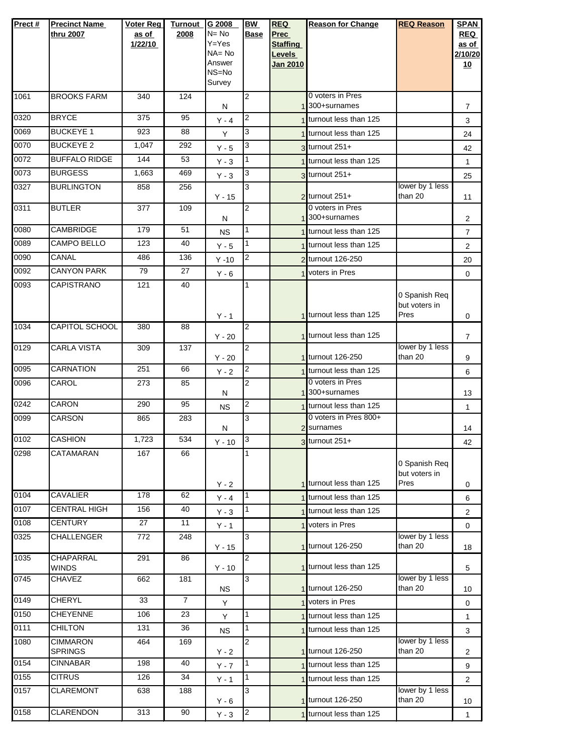| Prect # | Precinct Name thru 2007 | Voter Reg as of 1/22/10 | Turnout 2008 | G 2008 N= No Y=Yes NA= No Answer NS=No Survey | BW Base | REQ Prec Staffing Levels Jan 2010 | Reason for Change | REQ Reason | SPAN REQ as of 2/10/2010 |
|---|---|---|---|---|---|---|---|---|---|
| 1061 | BROOKS FARM | 340 | 124 | N | 2 | 1 | 0 voters in Pres 300+surnames | | 7 |
| 0320 | BRYCE | 375 | 95 | Y - 4 | 2 | 1 | turnout less than 125 | | 3 |
| 0069 | BUCKEYE 1 | 923 | 88 | Y | 3 | 1 | turnout less than 125 | | 24 |
| 0070 | BUCKEYE 2 | 1,047 | 292 | Y - 5 | 3 | 3 | turnout 251+ | | 42 |
| 0072 | BUFFALO RIDGE | 144 | 53 | Y - 3 | 1 | 1 | turnout less than 125 | | 1 |
| 0073 | BURGESS | 1,663 | 469 | Y - 3 | 3 | 3 | turnout 251+ | | 25 |
| 0327 | BURLINGTON | 858 | 256 | Y - 15 | 3 | 2 | turnout 251+ | lower by 1 less than 20 | 11 |
| 0311 | BUTLER | 377 | 109 | N | 2 | 1 | 0 voters in Pres 300+surnames | | 2 |
| 0080 | CAMBRIDGE | 179 | 51 | NS | 1 | 1 | turnout less than 125 | | 7 |
| 0089 | CAMPO BELLO | 123 | 40 | Y - 5 | 1 | 1 | turnout less than 125 | | 2 |
| 0090 | CANAL | 486 | 136 | Y -10 | 2 | 2 | turnout 126-250 | | 20 |
| 0092 | CANYON PARK | 79 | 27 | Y - 6 | | 1 | voters in Pres | | 0 |
| 0093 | CAPISTRANO | 121 | 40 | Y - 1 | 1 | 1 | turnout less than 125 | 0 Spanish Req but voters in Pres | 0 |
| 1034 | CAPITOL SCHOOL | 380 | 88 | Y - 20 | 2 | 1 | turnout less than 125 | | 7 |
| 0129 | CARLA VISTA | 309 | 137 | Y - 20 | 2 | 1 | turnout 126-250 | lower by 1 less than 20 | 9 |
| 0095 | CARNATION | 251 | 66 | Y - 2 | 2 | 1 | turnout less than 125 | | 6 |
| 0096 | CAROL | 273 | 85 | N | 2 | 1 | 0 voters in Pres 300+surnames | | 13 |
| 0242 | CARON | 290 | 95 | NS | 2 | 1 | turnout less than 125 | | 1 |
| 0099 | CARSON | 865 | 283 | N | 3 | 2 | 0 voters in Pres 800+ surnames | | 14 |
| 0102 | CASHION | 1,723 | 534 | Y - 10 | 3 | 3 | turnout 251+ | | 42 |
| 0298 | CATAMARAN | 167 | 66 | Y - 2 | 1 | 1 | turnout less than 125 | 0 Spanish Req but voters in Pres | 0 |
| 0104 | CAVALIER | 178 | 62 | Y - 4 | 1 | 1 | turnout less than 125 | | 6 |
| 0107 | CENTRAL HIGH | 156 | 40 | Y - 3 | 1 | 1 | turnout less than 125 | | 2 |
| 0108 | CENTURY | 27 | 11 | Y - 1 | | 1 | voters in Pres | | 0 |
| 0325 | CHALLENGER | 772 | 248 | Y - 15 | 3 | 1 | turnout 126-250 | lower by 1 less than 20 | 18 |
| 1035 | CHAPARRAL WINDS | 291 | 86 | Y - 10 | 2 | 1 | turnout less than 125 | | 5 |
| 0745 | CHAVEZ | 662 | 181 | NS | 3 | 1 | turnout 126-250 | lower by 1 less than 20 | 10 |
| 0149 | CHERYL | 33 | 7 | Y | | 1 | voters in Pres | | 0 |
| 0150 | CHEYENNE | 106 | 23 | Y | 1 | 1 | turnout less than 125 | | 1 |
| 0111 | CHILTON | 131 | 36 | NS | 1 | 1 | turnout less than 125 | | 3 |
| 1080 | CIMMARON SPRINGS | 464 | 169 | Y - 2 | 2 | 1 | turnout 126-250 | lower by 1 less than 20 | 2 |
| 0154 | CINNABAR | 198 | 40 | Y - 7 | 1 | 1 | turnout less than 125 | | 9 |
| 0155 | CITRUS | 126 | 34 | Y - 1 | 1 | 1 | turnout less than 125 | | 2 |
| 0157 | CLAREMONT | 638 | 188 | Y - 6 | 3 | 1 | turnout 126-250 | lower by 1 less than 20 | 10 |
| 0158 | CLARENDON | 313 | 90 | Y - 3 | 2 | 1 | turnout less than 125 | | 1 |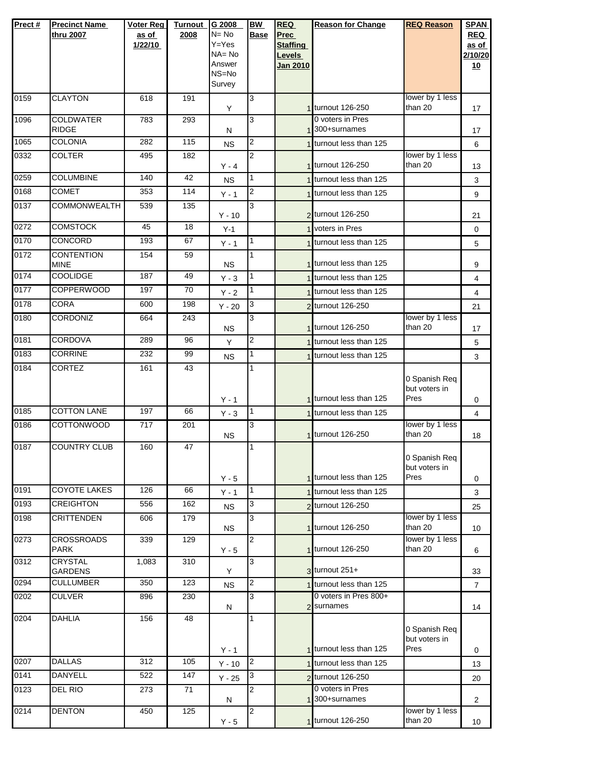| Prect # | Precinct Name thru 2007 | Voter Reg as of 1/22/10 | Turnout 2008 | G 2008 N= No Y=Yes NA= No Answer NS=No Survey | BW Base | REQ Prec Staffing Levels Jan 2010 | Reason for Change | REQ Reason | SPAN REQ as of 2/10/2010 |
|---|---|---|---|---|---|---|---|---|---|
| 0159 | CLAYTON | 618 | 191 | Y | 3 | 1 | turnout 126-250 | lower by 1 less than 20 | 17 |
| 1096 | COLDWATER RIDGE | 783 | 293 | N | 3 | 1 | 0 voters in Pres 300+surnames | | 17 |
| 1065 | COLONIA | 282 | 115 | NS | 2 | 1 | turnout less than 125 | | 6 |
| 0332 | COLTER | 495 | 182 | Y - 4 | 2 | 1 | turnout 126-250 | lower by 1 less than 20 | 13 |
| 0259 | COLUMBINE | 140 | 42 | NS | 1 | 1 | turnout less than 125 | | 3 |
| 0168 | COMET | 353 | 114 | Y - 1 | 2 | 1 | turnout less than 125 | | 9 |
| 0137 | COMMONWEALTH | 539 | 135 | Y - 10 | 3 | 2 | turnout 126-250 | | 21 |
| 0272 | COMSTOCK | 45 | 18 | Y-1 | | 1 | voters in Pres | | 0 |
| 0170 | CONCORD | 193 | 67 | Y - 1 | 1 | 1 | turnout less than 125 | | 5 |
| 0172 | CONTENTION MINE | 154 | 59 | NS | 1 | 1 | turnout less than 125 | | 9 |
| 0174 | COOLIDGE | 187 | 49 | Y - 3 | 1 | 1 | turnout less than 125 | | 4 |
| 0177 | COPPERWOOD | 197 | 70 | Y - 2 | 1 | 1 | turnout less than 125 | | 4 |
| 0178 | CORA | 600 | 198 | Y - 20 | 3 | 2 | turnout 126-250 | | 21 |
| 0180 | CORDONIZ | 664 | 243 | NS | 3 | 1 | turnout 126-250 | lower by 1 less than 20 | 17 |
| 0181 | CORDOVA | 289 | 96 | Y | 2 | 1 | turnout less than 125 | | 5 |
| 0183 | CORRINE | 232 | 99 | NS | 1 | 1 | turnout less than 125 | | 3 |
| 0184 | CORTEZ | 161 | 43 | Y - 1 | 1 | 1 | turnout less than 125 | 0 Spanish Req but voters in Pres | 0 |
| 0185 | COTTON LANE | 197 | 66 | Y - 3 | 1 | 1 | turnout less than 125 | | 4 |
| 0186 | COTTONWOOD | 717 | 201 | NS | 3 | 1 | turnout 126-250 | lower by 1 less than 20 | 18 |
| 0187 | COUNTRY CLUB | 160 | 47 | Y - 5 | 1 | 1 | turnout less than 125 | 0 Spanish Req but voters in Pres | 0 |
| 0191 | COYOTE LAKES | 126 | 66 | Y - 1 | 1 | 1 | turnout less than 125 | | 3 |
| 0193 | CREIGHTON | 556 | 162 | NS | 3 | 2 | turnout 126-250 | | 25 |
| 0198 | CRITTENDEN | 606 | 179 | NS | 3 | 1 | turnout 126-250 | lower by 1 less than 20 | 10 |
| 0273 | CROSSROADS PARK | 339 | 129 | Y - 5 | 2 | 1 | turnout 126-250 | lower by 1 less than 20 | 6 |
| 0312 | CRYSTAL GARDENS | 1,083 | 310 | Y | 3 | 3 | turnout 251+ | | 33 |
| 0294 | CULLUMBER | 350 | 123 | NS | 2 | 1 | turnout less than 125 | | 7 |
| 0202 | CULVER | 896 | 230 | N | 3 | 2 | 0 voters in Pres 800+ surnames | | 14 |
| 0204 | DAHLIA | 156 | 48 | Y - 1 | 1 | 1 | turnout less than 125 | 0 Spanish Req but voters in Pres | 0 |
| 0207 | DALLAS | 312 | 105 | Y - 10 | 2 | 1 | turnout less than 125 | | 13 |
| 0141 | DANYELL | 522 | 147 | Y - 25 | 3 | 2 | turnout 126-250 | | 20 |
| 0123 | DEL RIO | 273 | 71 | N | 2 | 1 | 0 voters in Pres 300+surnames | | 2 |
| 0214 | DENTON | 450 | 125 | Y - 5 | 2 | 1 | turnout 126-250 | lower by 1 less than 20 | 10 |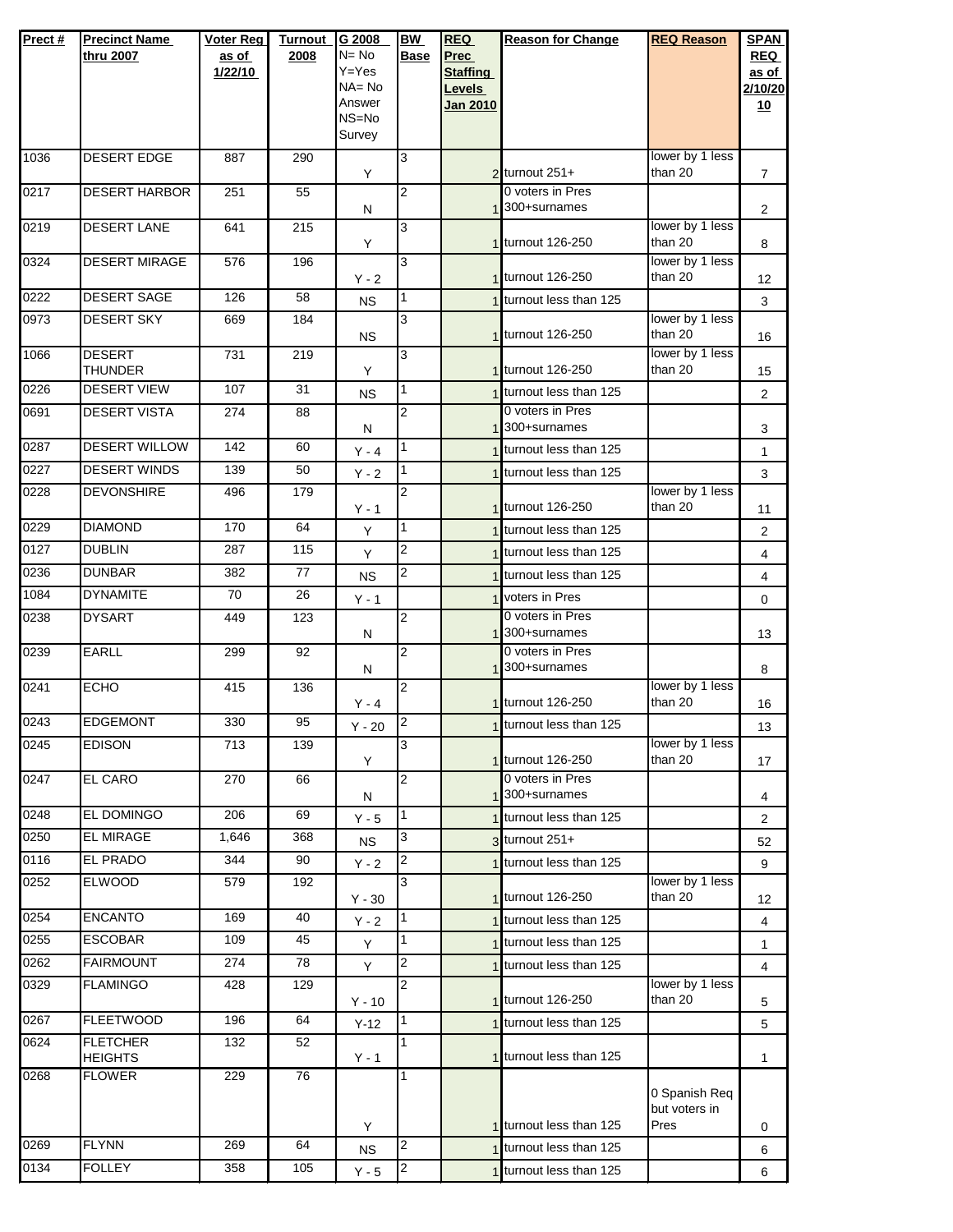| Prect # | Precinct Name thru 2007 | Voter Reg as of 1/22/10 | Turnout 2008 | G 2008 N= No Y=Yes NA= No Answer NS=No Survey | BW Base | REQ Prec Staffing Levels Jan 2010 | Reason for Change | REQ Reason | SPAN REQ as of 2/10/2010 |
|---|---|---|---|---|---|---|---|---|---|
| 1036 | DESERT EDGE | 887 | 290 | Y | 3 | 2 | turnout 251+ | lower by 1 less than 20 | 7 |
| 0217 | DESERT HARBOR | 251 | 55 | N | 2 | 1 | 0 voters in Pres 300+surnames | | 2 |
| 0219 | DESERT LANE | 641 | 215 | Y | 3 | 1 | turnout 126-250 | lower by 1 less than 20 | 8 |
| 0324 | DESERT MIRAGE | 576 | 196 | Y - 2 | 3 | 1 | turnout 126-250 | lower by 1 less than 20 | 12 |
| 0222 | DESERT SAGE | 126 | 58 | NS | 1 | 1 | turnout less than 125 | | 3 |
| 0973 | DESERT SKY | 669 | 184 | NS | 3 | 1 | turnout 126-250 | lower by 1 less than 20 | 16 |
| 1066 | DESERT THUNDER | 731 | 219 | Y | 3 | 1 | turnout 126-250 | lower by 1 less than 20 | 15 |
| 0226 | DESERT VIEW | 107 | 31 | NS | 1 | 1 | turnout less than 125 | | 2 |
| 0691 | DESERT VISTA | 274 | 88 | N | 2 | 1 | 0 voters in Pres 300+surnames | | 3 |
| 0287 | DESERT WILLOW | 142 | 60 | Y - 4 | 1 | 1 | turnout less than 125 | | 1 |
| 0227 | DESERT WINDS | 139 | 50 | Y - 2 | 1 | 1 | turnout less than 125 | | 3 |
| 0228 | DEVONSHIRE | 496 | 179 | Y - 1 | 2 | 1 | turnout 126-250 | lower by 1 less than 20 | 11 |
| 0229 | DIAMOND | 170 | 64 | Y | 1 | 1 | turnout less than 125 | | 2 |
| 0127 | DUBLIN | 287 | 115 | Y | 2 | 1 | turnout less than 125 | | 4 |
| 0236 | DUNBAR | 382 | 77 | NS | 2 | 1 | turnout less than 125 | | 4 |
| 1084 | DYNAMITE | 70 | 26 | Y - 1 | | 1 | voters in Pres | | 0 |
| 0238 | DYSART | 449 | 123 | N | 2 | 1 | 0 voters in Pres 300+surnames | | 13 |
| 0239 | EARLL | 299 | 92 | N | 2 | 1 | 0 voters in Pres 300+surnames | | 8 |
| 0241 | ECHO | 415 | 136 | Y - 4 | 2 | 1 | turnout 126-250 | lower by 1 less than 20 | 16 |
| 0243 | EDGEMONT | 330 | 95 | Y - 20 | 2 | 1 | turnout less than 125 | | 13 |
| 0245 | EDISON | 713 | 139 | Y | 3 | 1 | turnout 126-250 | lower by 1 less than 20 | 17 |
| 0247 | EL CARO | 270 | 66 | N | 2 | 1 | 0 voters in Pres 300+surnames | | 4 |
| 0248 | EL DOMINGO | 206 | 69 | Y - 5 | 1 | 1 | turnout less than 125 | | 2 |
| 0250 | EL MIRAGE | 1,646 | 368 | NS | 3 | 3 | turnout 251+ | | 52 |
| 0116 | EL PRADO | 344 | 90 | Y - 2 | 2 | 1 | turnout less than 125 | | 9 |
| 0252 | ELWOOD | 579 | 192 | Y - 30 | 3 | 1 | turnout 126-250 | lower by 1 less than 20 | 12 |
| 0254 | ENCANTO | 169 | 40 | Y - 2 | 1 | 1 | turnout less than 125 | | 4 |
| 0255 | ESCOBAR | 109 | 45 | Y | 1 | 1 | turnout less than 125 | | 1 |
| 0262 | FAIRMOUNT | 274 | 78 | Y | 2 | 1 | turnout less than 125 | | 4 |
| 0329 | FLAMINGO | 428 | 129 | Y - 10 | 2 | 1 | turnout 126-250 | lower by 1 less than 20 | 5 |
| 0267 | FLEETWOOD | 196 | 64 | Y-12 | 1 | 1 | turnout less than 125 | | 5 |
| 0624 | FLETCHER HEIGHTS | 132 | 52 | Y - 1 | 1 | 1 | turnout less than 125 | | 1 |
| 0268 | FLOWER | 229 | 76 | Y | 1 | 1 | turnout less than 125 | 0 Spanish Req but voters in Pres | 0 |
| 0269 | FLYNN | 269 | 64 | NS | 2 | 1 | turnout less than 125 | | 6 |
| 0134 | FOLLEY | 358 | 105 | Y - 5 | 2 | 1 | turnout less than 125 | | 6 |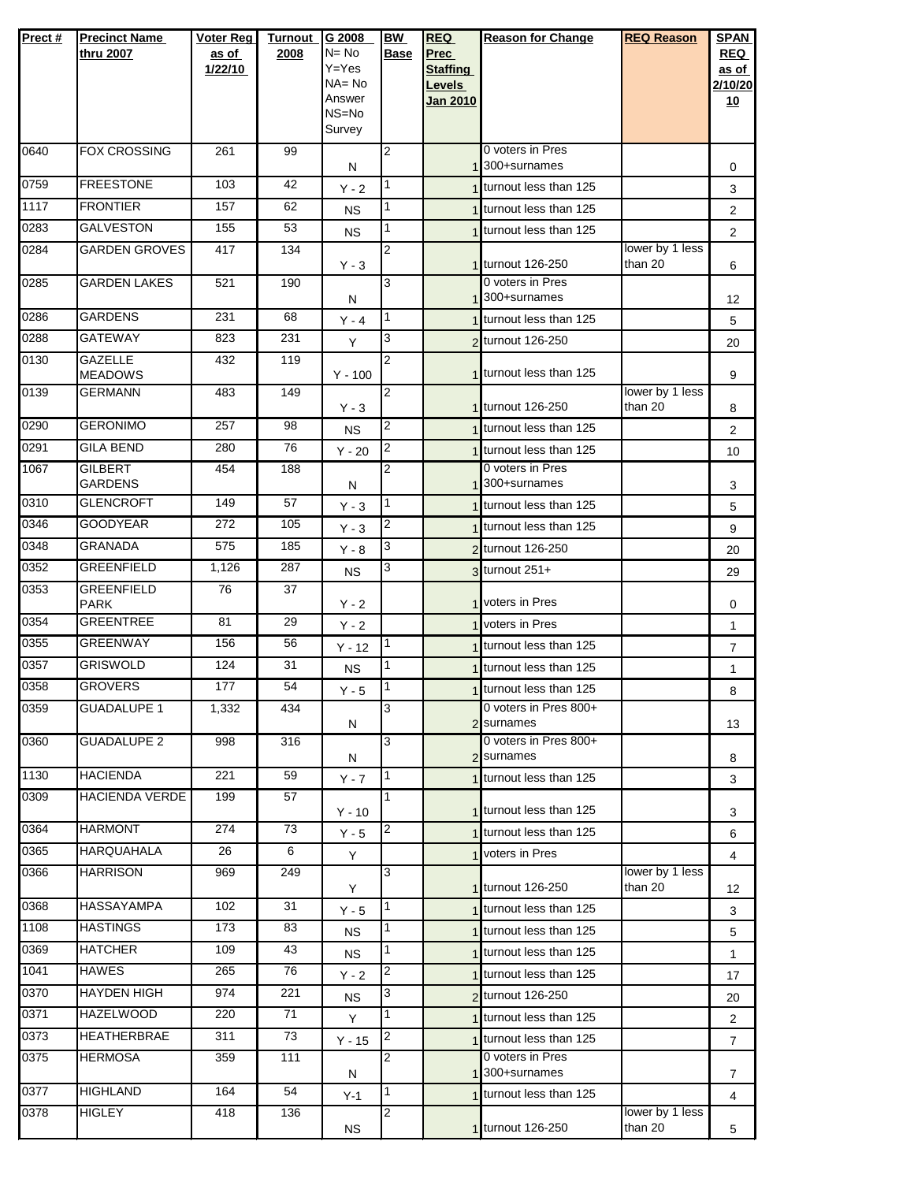| Prect # | Precinct Name thru 2007 | Voter Reg as of 1/22/10 | Turnout 2008 | G 2008 N= No Y=Yes NA= No Answer NS=No Survey | BW Base | REQ Prec Staffing Levels Jan 2010 | Reason for Change | REQ Reason | SPAN REQ as of 2/10/2010 |
|---|---|---|---|---|---|---|---|---|---|
| 0640 | FOX CROSSING | 261 | 99 | N | 2 | 1 | 0 voters in Pres 300+surnames | | 0 |
| 0759 | FREESTONE | 103 | 42 | Y - 2 | 1 | 1 | turnout less than 125 | | 3 |
| 1117 | FRONTIER | 157 | 62 | NS | 1 | 1 | turnout less than 125 | | 2 |
| 0283 | GALVESTON | 155 | 53 | NS | 1 | 1 | turnout less than 125 | | 2 |
| 0284 | GARDEN GROVES | 417 | 134 | Y - 3 | 2 | 1 | turnout 126-250 | lower by 1 less than 20 | 6 |
| 0285 | GARDEN LAKES | 521 | 190 | N | 3 | 1 | 0 voters in Pres 300+surnames | | 12 |
| 0286 | GARDENS | 231 | 68 | Y - 4 | 1 | 1 | turnout less than 125 | | 5 |
| 0288 | GATEWAY | 823 | 231 | Y | 3 | 2 | turnout 126-250 | | 20 |
| 0130 | GAZELLE MEADOWS | 432 | 119 | Y - 100 | 2 | 1 | turnout less than 125 | | 9 |
| 0139 | GERMANN | 483 | 149 | Y - 3 | 2 | 1 | turnout 126-250 | lower by 1 less than 20 | 8 |
| 0290 | GERONIMO | 257 | 98 | NS | 2 | 1 | turnout less than 125 | | 2 |
| 0291 | GILA BEND | 280 | 76 | Y - 20 | 2 | 1 | turnout less than 125 | | 10 |
| 1067 | GILBERT GARDENS | 454 | 188 | N | 2 | 1 | 0 voters in Pres 300+surnames | | 3 |
| 0310 | GLENCROFT | 149 | 57 | Y - 3 | 1 | 1 | turnout less than 125 | | 5 |
| 0346 | GOODYEAR | 272 | 105 | Y - 3 | 2 | 1 | turnout less than 125 | | 9 |
| 0348 | GRANADA | 575 | 185 | Y - 8 | 3 | 2 | turnout 126-250 | | 20 |
| 0352 | GREENFIELD | 1,126 | 287 | NS | 3 | 3 | turnout 251+ | | 29 |
| 0353 | GREENFIELD PARK | 76 | 37 | Y - 2 | | 1 | voters in Pres | | 0 |
| 0354 | GREENTREE | 81 | 29 | Y - 2 | | 1 | voters in Pres | | 1 |
| 0355 | GREENWAY | 156 | 56 | Y - 12 | 1 | 1 | turnout less than 125 | | 7 |
| 0357 | GRISWOLD | 124 | 31 | NS | 1 | 1 | turnout less than 125 | | 1 |
| 0358 | GROVERS | 177 | 54 | Y - 5 | 1 | 1 | turnout less than 125 | | 8 |
| 0359 | GUADALUPE 1 | 1,332 | 434 | N | 3 | 2 | 0 voters in Pres 800+ surnames | | 13 |
| 0360 | GUADALUPE 2 | 998 | 316 | N | 3 | 2 | 0 voters in Pres 800+ surnames | | 8 |
| 1130 | HACIENDA | 221 | 59 | Y - 7 | 1 | 1 | turnout less than 125 | | 3 |
| 0309 | HACIENDA VERDE | 199 | 57 | Y - 10 | 1 | 1 | turnout less than 125 | | 3 |
| 0364 | HARMONT | 274 | 73 | Y - 5 | 2 | 1 | turnout less than 125 | | 6 |
| 0365 | HARQUAHALA | 26 | 6 | Y | | 1 | voters in Pres | | 4 |
| 0366 | HARRISON | 969 | 249 | Y | 3 | 1 | turnout 126-250 | lower by 1 less than 20 | 12 |
| 0368 | HASSAYAMPA | 102 | 31 | Y - 5 | 1 | 1 | turnout less than 125 | | 3 |
| 1108 | HASTINGS | 173 | 83 | NS | 1 | 1 | turnout less than 125 | | 5 |
| 0369 | HATCHER | 109 | 43 | NS | 1 | 1 | turnout less than 125 | | 1 |
| 1041 | HAWES | 265 | 76 | Y - 2 | 2 | 1 | turnout less than 125 | | 17 |
| 0370 | HAYDEN HIGH | 974 | 221 | NS | 3 | 2 | turnout 126-250 | | 20 |
| 0371 | HAZELWOOD | 220 | 71 | Y | 1 | 1 | turnout less than 125 | | 2 |
| 0373 | HEATHERBRAE | 311 | 73 | Y - 15 | 2 | 1 | turnout less than 125 | | 7 |
| 0375 | HERMOSA | 359 | 111 | N | 2 | 1 | 0 voters in Pres 300+surnames | | 7 |
| 0377 | HIGHLAND | 164 | 54 | Y-1 | 1 | 1 | turnout less than 125 | | 4 |
| 0378 | HIGLEY | 418 | 136 | NS | 2 | 1 | turnout 126-250 | lower by 1 less than 20 | 5 |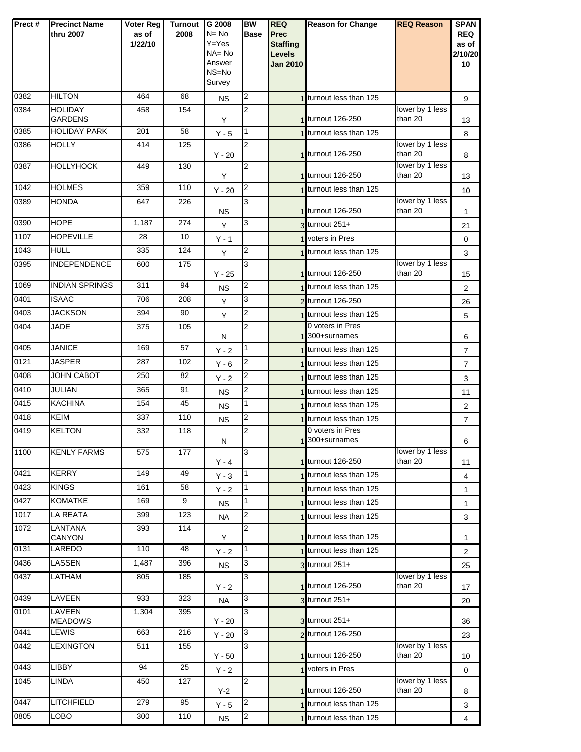| Prect # | Precinct Name thru 2007 | Voter Reg as of 1/22/10 | Turnout 2008 | G 2008 N= No Y=Yes NA= No Answer NS=No Survey | BW Base | REQ Prec Staffing Levels Jan 2010 | Reason for Change | REQ Reason | SPAN REQ as of 2/10/2010 |
|---|---|---|---|---|---|---|---|---|---|
| 0382 | HILTON | 464 | 68 | NS | 2 | 1 | turnout less than 125 | | 9 |
| 0384 | HOLIDAY GARDENS | 458 | 154 | Y | 2 | 1 | turnout 126-250 | lower by 1 less than 20 | 13 |
| 0385 | HOLIDAY PARK | 201 | 58 | Y - 5 | 1 | 1 | turnout less than 125 | | 8 |
| 0386 | HOLLY | 414 | 125 | Y - 20 | 2 | 1 | turnout 126-250 | lower by 1 less than 20 | 8 |
| 0387 | HOLLYHOCK | 449 | 130 | Y | 2 | 1 | turnout 126-250 | lower by 1 less than 20 | 13 |
| 1042 | HOLMES | 359 | 110 | Y - 20 | 2 | 1 | turnout less than 125 | | 10 |
| 0389 | HONDA | 647 | 226 | NS | 3 | 1 | turnout 126-250 | lower by 1 less than 20 | 1 |
| 0390 | HOPE | 1,187 | 274 | Y | 3 | 3 | turnout 251+ | | 21 |
| 1107 | HOPEVILLE | 28 | 10 | Y - 1 | | 1 | voters in Pres | | 0 |
| 1043 | HULL | 335 | 124 | Y | 2 | 1 | turnout less than 125 | | 3 |
| 0395 | INDEPENDENCE | 600 | 175 | Y - 25 | 3 | 1 | turnout 126-250 | lower by 1 less than 20 | 15 |
| 1069 | INDIAN SPRINGS | 311 | 94 | NS | 2 | 1 | turnout less than 125 | | 2 |
| 0401 | ISAAC | 706 | 208 | Y | 3 | 2 | turnout 126-250 | | 26 |
| 0403 | JACKSON | 394 | 90 | Y | 2 | 1 | turnout less than 125 | | 5 |
| 0404 | JADE | 375 | 105 | N | 2 | 1 | 0 voters in Pres 300+surnames | | 6 |
| 0405 | JANICE | 169 | 57 | Y - 2 | 1 | 1 | turnout less than 125 | | 7 |
| 0121 | JASPER | 287 | 102 | Y - 6 | 2 | 1 | turnout less than 125 | | 7 |
| 0408 | JOHN CABOT | 250 | 82 | Y - 2 | 2 | 1 | turnout less than 125 | | 3 |
| 0410 | JULIAN | 365 | 91 | NS | 2 | 1 | turnout less than 125 | | 11 |
| 0415 | KACHINA | 154 | 45 | NS | 1 | 1 | turnout less than 125 | | 2 |
| 0418 | KEIM | 337 | 110 | NS | 2 | 1 | turnout less than 125 | | 7 |
| 0419 | KELTON | 332 | 118 | N | 2 | 1 | 0 voters in Pres 300+surnames | | 6 |
| 1100 | KENLY FARMS | 575 | 177 | Y - 4 | 3 | 1 | turnout 126-250 | lower by 1 less than 20 | 11 |
| 0421 | KERRY | 149 | 49 | Y - 3 | 1 | 1 | turnout less than 125 | | 4 |
| 0423 | KINGS | 161 | 58 | Y - 2 | 1 | 1 | turnout less than 125 | | 1 |
| 0427 | KOMATKE | 169 | 9 | NS | 1 | 1 | turnout less than 125 | | 1 |
| 1017 | LA REATA | 399 | 123 | NA | 2 | 1 | turnout less than 125 | | 3 |
| 1072 | LANTANA CANYON | 393 | 114 | Y | 2 | 1 | turnout less than 125 | | 1 |
| 0131 | LAREDO | 110 | 48 | Y - 2 | 1 | 1 | turnout less than 125 | | 2 |
| 0436 | LASSEN | 1,487 | 396 | NS | 3 | 3 | turnout 251+ | | 25 |
| 0437 | LATHAM | 805 | 185 | Y - 2 | 3 | 1 | turnout 126-250 | lower by 1 less than 20 | 17 |
| 0439 | LAVEEN | 933 | 323 | NA | 3 | 3 | turnout 251+ | | 20 |
| 0101 | LAVEEN MEADOWS | 1,304 | 395 | Y - 20 | 3 | 3 | turnout 251+ | | 36 |
| 0441 | LEWIS | 663 | 216 | Y - 20 | 3 | 2 | turnout 126-250 | | 23 |
| 0442 | LEXINGTON | 511 | 155 | Y - 50 | 3 | 1 | turnout 126-250 | lower by 1 less than 20 | 10 |
| 0443 | LIBBY | 94 | 25 | Y - 2 | | 1 | voters in Pres | | 0 |
| 1045 | LINDA | 450 | 127 | Y-2 | 2 | 1 | turnout 126-250 | lower by 1 less than 20 | 8 |
| 0447 | LITCHFIELD | 279 | 95 | Y - 5 | 2 | 1 | turnout less than 125 | | 3 |
| 0805 | LOBO | 300 | 110 | NS | 2 | 1 | turnout less than 125 | | 4 |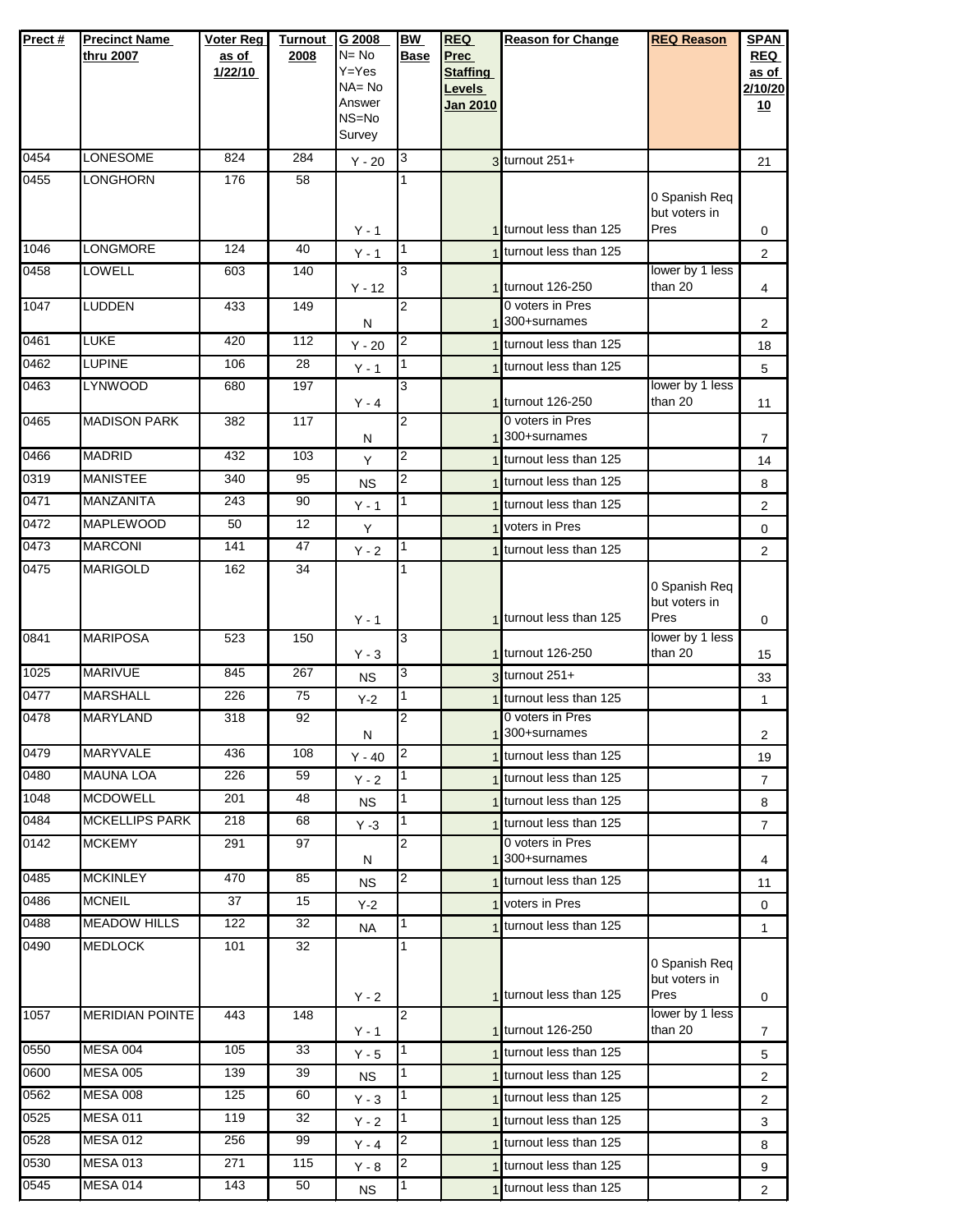| Prect # | Precinct Name thru 2007 | Voter Reg as of 1/22/10 | Turnout 2008 | G 2008 N= No Y=Yes NA= No Answer NS=No Survey | BW Base | REQ Prec Staffing Levels Jan 2010 | Reason for Change | REQ Reason | SPAN REQ as of 2/10/2010 |
|---|---|---|---|---|---|---|---|---|---|
| 0454 | LONESOME | 824 | 284 | Y - 20 | 3 | 3 | turnout 251+ | | 21 |
| 0455 | LONGHORN | 176 | 58 | Y - 1 | 1 | 1 | turnout less than 125 | 0 Spanish Req but voters in Pres | 0 |
| 1046 | LONGMORE | 124 | 40 | Y - 1 | 1 | 1 | turnout less than 125 | | 2 |
| 0458 | LOWELL | 603 | 140 | Y - 12 | 3 | 1 | turnout 126-250 | lower by 1 less than 20 | 4 |
| 1047 | LUDDEN | 433 | 149 | N | 2 | 1 | 0 voters in Pres 300+surnames | | 2 |
| 0461 | LUKE | 420 | 112 | Y - 20 | 2 | 1 | turnout less than 125 | | 18 |
| 0462 | LUPINE | 106 | 28 | Y - 1 | 1 | 1 | turnout less than 125 | | 5 |
| 0463 | LYNWOOD | 680 | 197 | Y - 4 | 3 | 1 | turnout 126-250 | lower by 1 less than 20 | 11 |
| 0465 | MADISON PARK | 382 | 117 | N | 2 | 1 | 0 voters in Pres 300+surnames | | 7 |
| 0466 | MADRID | 432 | 103 | Y | 2 | 1 | turnout less than 125 | | 14 |
| 0319 | MANISTEE | 340 | 95 | NS | 2 | 1 | turnout less than 125 | | 8 |
| 0471 | MANZANITA | 243 | 90 | Y - 1 | 1 | 1 | turnout less than 125 | | 2 |
| 0472 | MAPLEWOOD | 50 | 12 | Y | | 1 | voters in Pres | | 0 |
| 0473 | MARCONI | 141 | 47 | Y - 2 | 1 | 1 | turnout less than 125 | | 2 |
| 0475 | MARIGOLD | 162 | 34 | Y - 1 | 1 | 1 | turnout less than 125 | 0 Spanish Req but voters in Pres | 0 |
| 0841 | MARIPOSA | 523 | 150 | Y - 3 | 3 | 1 | turnout 126-250 | lower by 1 less than 20 | 15 |
| 1025 | MARIVUE | 845 | 267 | NS | 3 | 3 | turnout 251+ | | 33 |
| 0477 | MARSHALL | 226 | 75 | Y-2 | 1 | 1 | turnout less than 125 | | 1 |
| 0478 | MARYLAND | 318 | 92 | N | 2 | 1 | 0 voters in Pres 300+surnames | | 2 |
| 0479 | MARYVALE | 436 | 108 | Y - 40 | 2 | 1 | turnout less than 125 | | 19 |
| 0480 | MAUNA LOA | 226 | 59 | Y - 2 | 1 | 1 | turnout less than 125 | | 7 |
| 1048 | MCDOWELL | 201 | 48 | NS | 1 | 1 | turnout less than 125 | | 8 |
| 0484 | MCKELLIPS PARK | 218 | 68 | Y -3 | 1 | 1 | turnout less than 125 | | 7 |
| 0142 | MCKEMY | 291 | 97 | N | 2 | 1 | 0 voters in Pres 300+surnames | | 4 |
| 0485 | MCKINLEY | 470 | 85 | NS | 2 | 1 | turnout less than 125 | | 11 |
| 0486 | MCNEIL | 37 | 15 | Y-2 | | 1 | voters in Pres | | 0 |
| 0488 | MEADOW HILLS | 122 | 32 | NA | 1 | 1 | turnout less than 125 | | 1 |
| 0490 | MEDLOCK | 101 | 32 | Y - 2 | 1 | 1 | turnout less than 125 | 0 Spanish Req but voters in Pres | 0 |
| 1057 | MERIDIAN POINTE | 443 | 148 | Y - 1 | 2 | 1 | turnout 126-250 | lower by 1 less than 20 | 7 |
| 0550 | MESA 004 | 105 | 33 | Y - 5 | 1 | 1 | turnout less than 125 | | 5 |
| 0600 | MESA 005 | 139 | 39 | NS | 1 | 1 | turnout less than 125 | | 2 |
| 0562 | MESA 008 | 125 | 60 | Y - 3 | 1 | 1 | turnout less than 125 | | 2 |
| 0525 | MESA 011 | 119 | 32 | Y - 2 | 1 | 1 | turnout less than 125 | | 3 |
| 0528 | MESA 012 | 256 | 99 | Y - 4 | 2 | 1 | turnout less than 125 | | 8 |
| 0530 | MESA 013 | 271 | 115 | Y - 8 | 2 | 1 | turnout less than 125 | | 9 |
| 0545 | MESA 014 | 143 | 50 | NS | 1 | 1 | turnout less than 125 | | 2 |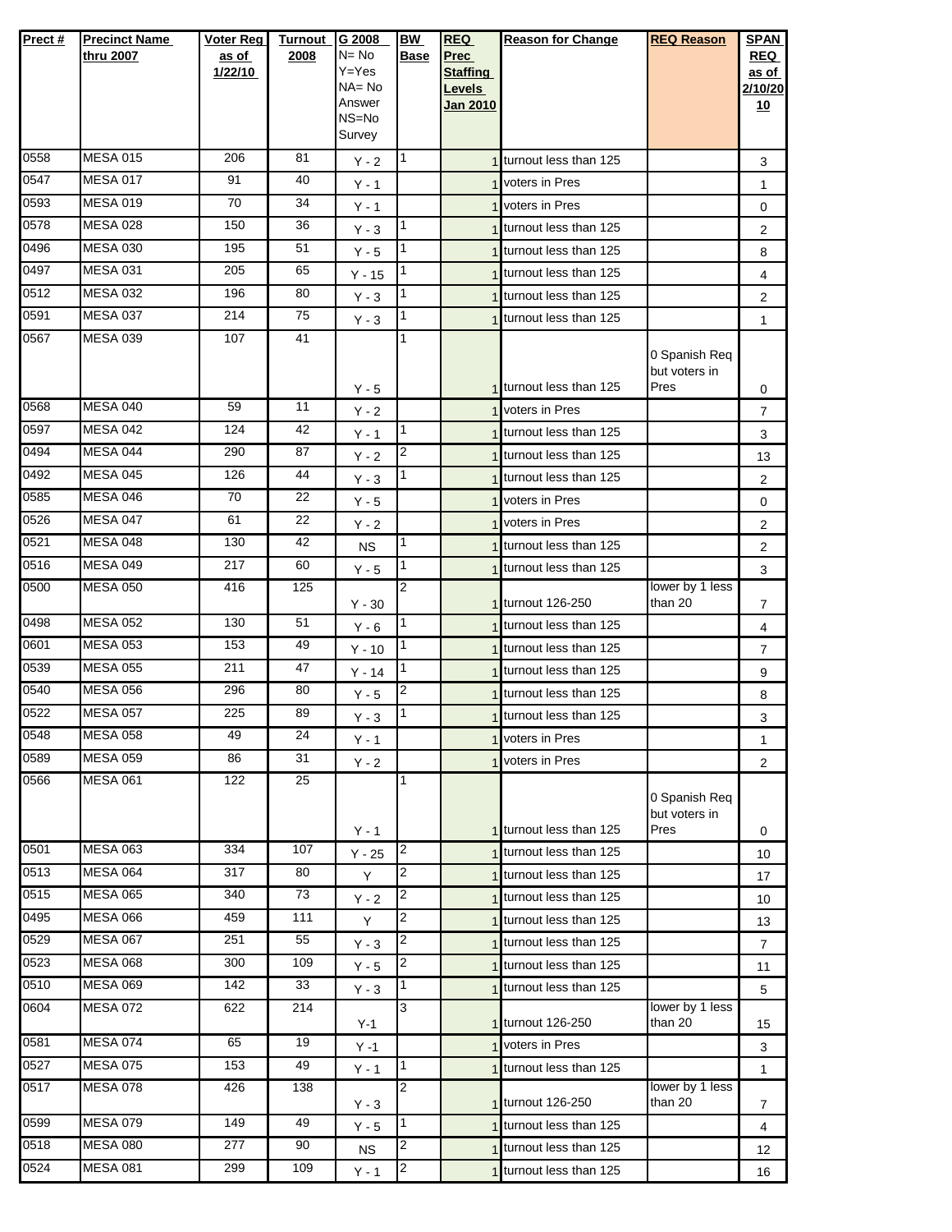| Prect # | Precinct Name thru 2007 | Voter Reg as of 1/22/10 | Turnout 2008 | G 2008 N= No Y=Yes NA= No Answer NS=No Survey | BW Base | REQ Prec Staffing Levels Jan 2010 | Reason for Change | REQ Reason | SPAN REQ as of 2/10/2010 |
|---|---|---|---|---|---|---|---|---|---|
| 0558 | MESA 015 | 206 | 81 | Y - 2 | 1 | 1 | turnout less than 125 | | 3 |
| 0547 | MESA 017 | 91 | 40 | Y - 1 | | 1 | voters in Pres | | 1 |
| 0593 | MESA 019 | 70 | 34 | Y - 1 | | 1 | voters in Pres | | 0 |
| 0578 | MESA 028 | 150 | 36 | Y - 3 | 1 | 1 | turnout less than 125 | | 2 |
| 0496 | MESA 030 | 195 | 51 | Y - 5 | 1 | 1 | turnout less than 125 | | 8 |
| 0497 | MESA 031 | 205 | 65 | Y - 15 | 1 | 1 | turnout less than 125 | | 4 |
| 0512 | MESA 032 | 196 | 80 | Y - 3 | 1 | 1 | turnout less than 125 | | 2 |
| 0591 | MESA 037 | 214 | 75 | Y - 3 | 1 | 1 | turnout less than 125 | | 1 |
| 0567 | MESA 039 | 107 | 41 | Y - 5 | 1 | 1 | turnout less than 125 | 0 Spanish Req but voters in Pres | 0 |
| 0568 | MESA 040 | 59 | 11 | Y - 2 | | 1 | voters in Pres | | 7 |
| 0597 | MESA 042 | 124 | 42 | Y - 1 | 1 | 1 | turnout less than 125 | | 3 |
| 0494 | MESA 044 | 290 | 87 | Y - 2 | 2 | 1 | turnout less than 125 | | 13 |
| 0492 | MESA 045 | 126 | 44 | Y - 3 | 1 | 1 | turnout less than 125 | | 2 |
| 0585 | MESA 046 | 70 | 22 | Y - 5 | | 1 | voters in Pres | | 0 |
| 0526 | MESA 047 | 61 | 22 | Y - 2 | | 1 | voters in Pres | | 2 |
| 0521 | MESA 048 | 130 | 42 | NS | 1 | 1 | turnout less than 125 | | 2 |
| 0516 | MESA 049 | 217 | 60 | Y - 5 | 1 | 1 | turnout less than 125 | | 3 |
| 0500 | MESA 050 | 416 | 125 | Y - 30 | 2 | 1 | turnout 126-250 | lower by 1 less than 20 | 7 |
| 0498 | MESA 052 | 130 | 51 | Y - 6 | 1 | 1 | turnout less than 125 | | 4 |
| 0601 | MESA 053 | 153 | 49 | Y - 10 | 1 | 1 | turnout less than 125 | | 7 |
| 0539 | MESA 055 | 211 | 47 | Y - 14 | 1 | 1 | turnout less than 125 | | 9 |
| 0540 | MESA 056 | 296 | 80 | Y - 5 | 2 | 1 | turnout less than 125 | | 8 |
| 0522 | MESA 057 | 225 | 89 | Y - 3 | 1 | 1 | turnout less than 125 | | 3 |
| 0548 | MESA 058 | 49 | 24 | Y - 1 | | 1 | voters in Pres | | 1 |
| 0589 | MESA 059 | 86 | 31 | Y - 2 | | 1 | voters in Pres | | 2 |
| 0566 | MESA 061 | 122 | 25 | Y - 1 | 1 | 1 | turnout less than 125 | 0 Spanish Req but voters in Pres | 0 |
| 0501 | MESA 063 | 334 | 107 | Y - 25 | 2 | 1 | turnout less than 125 | | 10 |
| 0513 | MESA 064 | 317 | 80 | Y | 2 | 1 | turnout less than 125 | | 17 |
| 0515 | MESA 065 | 340 | 73 | Y - 2 | 2 | 1 | turnout less than 125 | | 10 |
| 0495 | MESA 066 | 459 | 111 | Y | 2 | 1 | turnout less than 125 | | 13 |
| 0529 | MESA 067 | 251 | 55 | Y - 3 | 2 | 1 | turnout less than 125 | | 7 |
| 0523 | MESA 068 | 300 | 109 | Y - 5 | 2 | 1 | turnout less than 125 | | 11 |
| 0510 | MESA 069 | 142 | 33 | Y - 3 | 1 | 1 | turnout less than 125 | | 5 |
| 0604 | MESA 072 | 622 | 214 | Y-1 | 3 | 1 | turnout 126-250 | lower by 1 less than 20 | 15 |
| 0581 | MESA 074 | 65 | 19 | Y -1 | | 1 | voters in Pres | | 3 |
| 0527 | MESA 075 | 153 | 49 | Y - 1 | 1 | 1 | turnout less than 125 | | 1 |
| 0517 | MESA 078 | 426 | 138 | Y - 3 | 2 | 1 | turnout 126-250 | lower by 1 less than 20 | 7 |
| 0599 | MESA 079 | 149 | 49 | Y - 5 | 1 | 1 | turnout less than 125 | | 4 |
| 0518 | MESA 080 | 277 | 90 | NS | 2 | 1 | turnout less than 125 | | 12 |
| 0524 | MESA 081 | 299 | 109 | Y - 1 | 2 | 1 | turnout less than 125 | | 16 |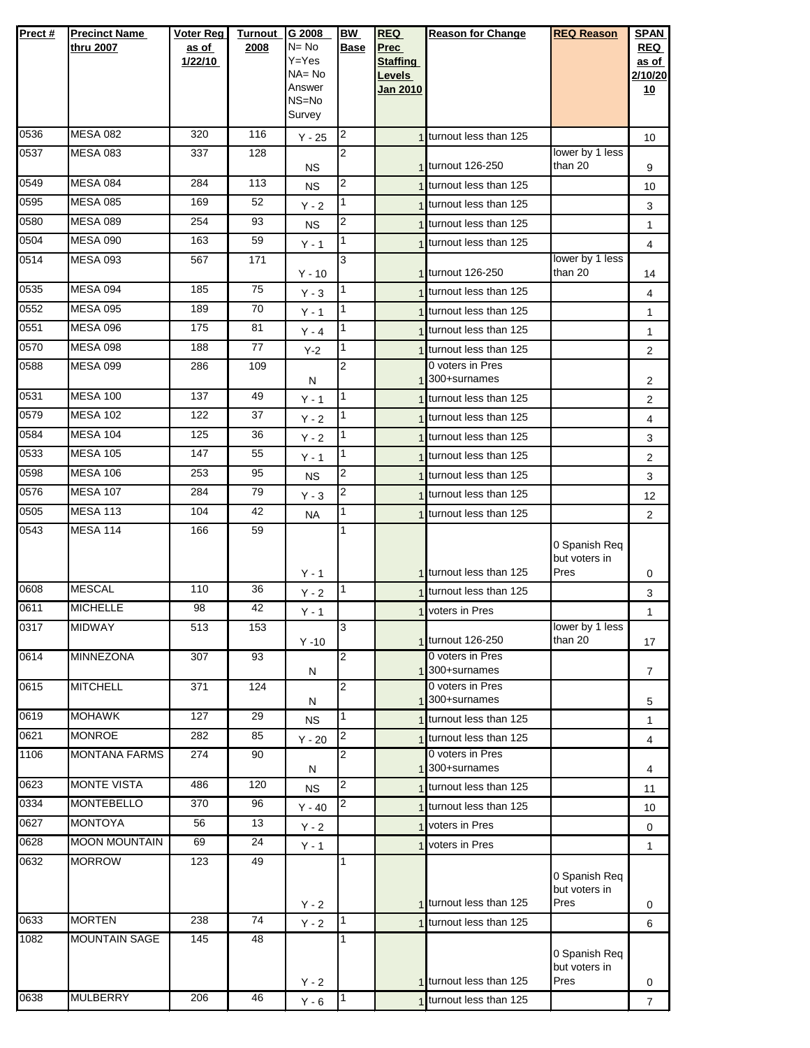| Prect # | Precinct Name thru 2007 | Voter Reg as of 1/22/10 | Turnout 2008 | G 2008 N= No Y=Yes NA= No Answer NS=No Survey | BW Base | REQ Prec Staffing Levels Jan 2010 | Reason for Change | REQ Reason | SPAN REQ as of 2/10/2010 |
|---|---|---|---|---|---|---|---|---|---|
| 0536 | MESA 082 | 320 | 116 | Y - 25 | 2 | 1 | turnout less than 125 | | 10 |
| 0537 | MESA 083 | 337 | 128 | NS | 2 | 1 | turnout 126-250 | lower by 1 less than 20 | 9 |
| 0549 | MESA 084 | 284 | 113 | NS | 2 | 1 | turnout less than 125 | | 10 |
| 0595 | MESA 085 | 169 | 52 | Y - 2 | 1 | 1 | turnout less than 125 | | 3 |
| 0580 | MESA 089 | 254 | 93 | NS | 2 | 1 | turnout less than 125 | | 1 |
| 0504 | MESA 090 | 163 | 59 | Y - 1 | 1 | 1 | turnout less than 125 | | 4 |
| 0514 | MESA 093 | 567 | 171 | Y - 10 | 3 | 1 | turnout 126-250 | lower by 1 less than 20 | 14 |
| 0535 | MESA 094 | 185 | 75 | Y - 3 | 1 | 1 | turnout less than 125 | | 4 |
| 0552 | MESA 095 | 189 | 70 | Y - 1 | 1 | 1 | turnout less than 125 | | 1 |
| 0551 | MESA 096 | 175 | 81 | Y - 4 | 1 | 1 | turnout less than 125 | | 1 |
| 0570 | MESA 098 | 188 | 77 | Y-2 | 1 | 1 | turnout less than 125 | | 2 |
| 0588 | MESA 099 | 286 | 109 | N | 2 | 1 | 0 voters in Pres 300+surnames | | 2 |
| 0531 | MESA 100 | 137 | 49 | Y - 1 | 1 | 1 | turnout less than 125 | | 2 |
| 0579 | MESA 102 | 122 | 37 | Y - 2 | 1 | 1 | turnout less than 125 | | 4 |
| 0584 | MESA 104 | 125 | 36 | Y - 2 | 1 | 1 | turnout less than 125 | | 3 |
| 0533 | MESA 105 | 147 | 55 | Y - 1 | 1 | 1 | turnout less than 125 | | 2 |
| 0598 | MESA 106 | 253 | 95 | NS | 2 | 1 | turnout less than 125 | | 3 |
| 0576 | MESA 107 | 284 | 79 | Y - 3 | 2 | 1 | turnout less than 125 | | 12 |
| 0505 | MESA 113 | 104 | 42 | NA | 1 | 1 | turnout less than 125 | | 2 |
| 0543 | MESA 114 | 166 | 59 | Y - 1 | 1 | 1 | turnout less than 125 | 0 Spanish Req but voters in Pres | 0 |
| 0608 | MESCAL | 110 | 36 | Y - 2 | 1 | 1 | turnout less than 125 | | 3 |
| 0611 | MICHELLE | 98 | 42 | Y - 1 | | 1 | voters in Pres | | 1 |
| 0317 | MIDWAY | 513 | 153 | Y -10 | 3 | 1 | turnout 126-250 | lower by 1 less than 20 | 17 |
| 0614 | MINNEZONA | 307 | 93 | N | 2 | 1 | 0 voters in Pres 300+surnames | | 7 |
| 0615 | MITCHELL | 371 | 124 | N | 2 | 1 | 0 voters in Pres 300+surnames | | 5 |
| 0619 | MOHAWK | 127 | 29 | NS | 1 | 1 | turnout less than 125 | | 1 |
| 0621 | MONROE | 282 | 85 | Y - 20 | 2 | 1 | turnout less than 125 | | 4 |
| 1106 | MONTANA FARMS | 274 | 90 | N | 2 | 1 | 0 voters in Pres 300+surnames | | 4 |
| 0623 | MONTE VISTA | 486 | 120 | NS | 2 | 1 | turnout less than 125 | | 11 |
| 0334 | MONTEBELLO | 370 | 96 | Y - 40 | 2 | 1 | turnout less than 125 | | 10 |
| 0627 | MONTOYA | 56 | 13 | Y - 2 | | 1 | voters in Pres | | 0 |
| 0628 | MOON MOUNTAIN | 69 | 24 | Y - 1 | | 1 | voters in Pres | | 1 |
| 0632 | MORROW | 123 | 49 | Y - 2 | 1 | 1 | turnout less than 125 | 0 Spanish Req but voters in Pres | 0 |
| 0633 | MORTEN | 238 | 74 | Y - 2 | 1 | 1 | turnout less than 125 | | 6 |
| 1082 | MOUNTAIN SAGE | 145 | 48 | Y - 2 | 1 | 1 | turnout less than 125 | 0 Spanish Req but voters in Pres | 0 |
| 0638 | MULBERRY | 206 | 46 | Y - 6 | 1 | 1 | turnout less than 125 | | 7 |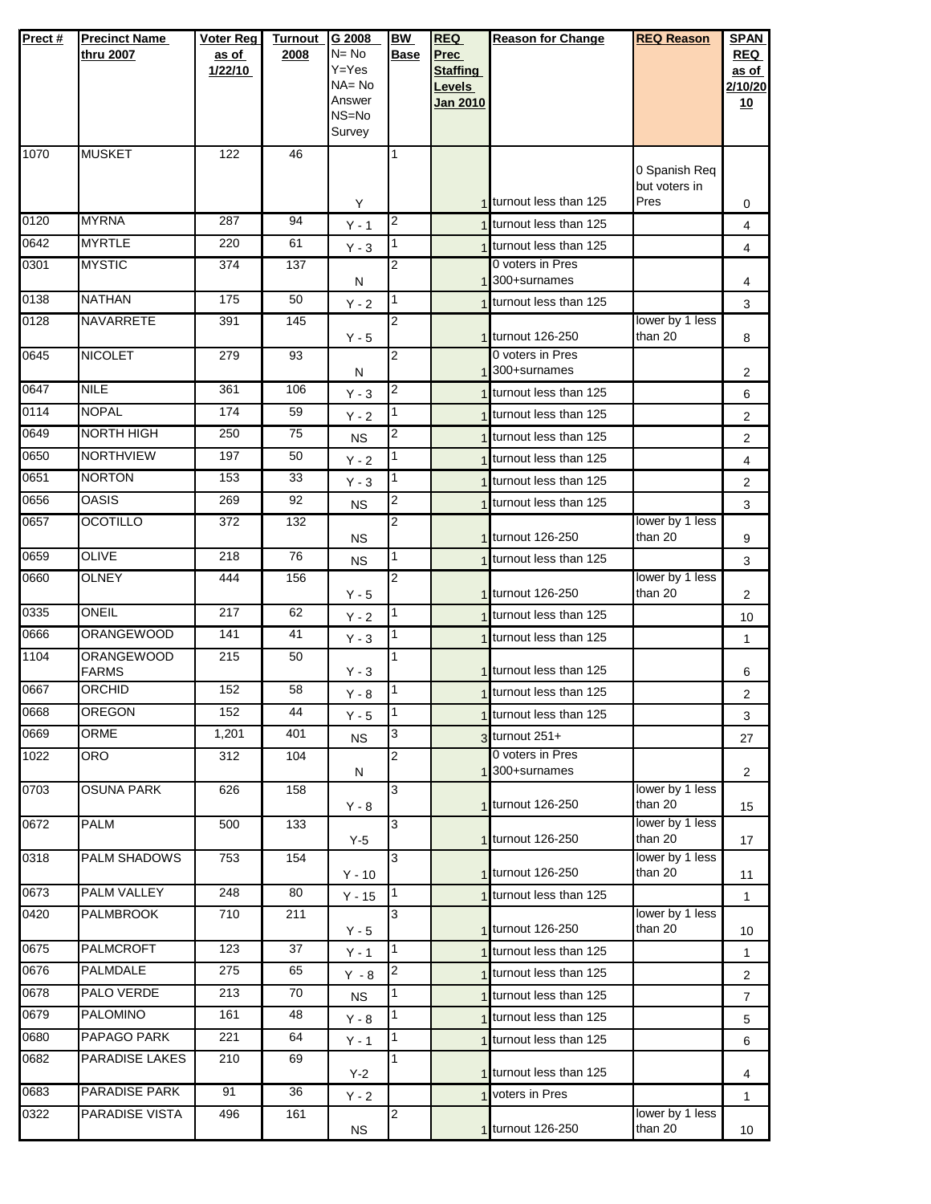| Prect # | Precinct Name thru 2007 | Voter Reg as of 1/22/10 | Turnout 2008 | G 2008 N= No Y=Yes NA= No Answer NS=No Survey | BW Base | REQ Prec Staffing Levels Jan 2010 | Reason for Change | REQ Reason | SPAN REQ as of 2/10/2010 |
|---|---|---|---|---|---|---|---|---|---|
| 1070 | MUSKET | 122 | 46 | Y | 1 | 1 | turnout less than 125 | 0 Spanish Req but voters in Pres | 0 |
| 0120 | MYRNA | 287 | 94 | Y - 1 | 2 | 1 | turnout less than 125 | | 4 |
| 0642 | MYRTLE | 220 | 61 | Y - 3 | 1 | 1 | turnout less than 125 | | 4 |
| 0301 | MYSTIC | 374 | 137 | N | 2 | 1 | 0 voters in Pres 300+surnames | | 4 |
| 0138 | NATHAN | 175 | 50 | Y - 2 | 1 | 1 | turnout less than 125 | | 3 |
| 0128 | NAVARRETE | 391 | 145 | Y - 5 | 2 | 1 | turnout 126-250 | lower by 1 less than 20 | 8 |
| 0645 | NICOLET | 279 | 93 | N | 2 | 1 | 0 voters in Pres 300+surnames | | 2 |
| 0647 | NILE | 361 | 106 | Y - 3 | 2 | 1 | turnout less than 125 | | 6 |
| 0114 | NOPAL | 174 | 59 | Y - 2 | 1 | 1 | turnout less than 125 | | 2 |
| 0649 | NORTH HIGH | 250 | 75 | NS | 2 | 1 | turnout less than 125 | | 2 |
| 0650 | NORTHVIEW | 197 | 50 | Y - 2 | 1 | 1 | turnout less than 125 | | 4 |
| 0651 | NORTON | 153 | 33 | Y - 3 | 1 | 1 | turnout less than 125 | | 2 |
| 0656 | OASIS | 269 | 92 | NS | 2 | 1 | turnout less than 125 | | 3 |
| 0657 | OCOTILLO | 372 | 132 | NS | 2 | 1 | turnout 126-250 | lower by 1 less than 20 | 9 |
| 0659 | OLIVE | 218 | 76 | NS | 1 | 1 | turnout less than 125 | | 3 |
| 0660 | OLNEY | 444 | 156 | Y - 5 | 2 | 1 | turnout 126-250 | lower by 1 less than 20 | 2 |
| 0335 | ONEIL | 217 | 62 | Y - 2 | 1 | 1 | turnout less than 125 | | 10 |
| 0666 | ORANGEWOOD | 141 | 41 | Y - 3 | 1 | 1 | turnout less than 125 | | 1 |
| 1104 | ORANGEWOOD FARMS | 215 | 50 | Y - 3 | 1 | 1 | turnout less than 125 | | 6 |
| 0667 | ORCHID | 152 | 58 | Y - 8 | 1 | 1 | turnout less than 125 | | 2 |
| 0668 | OREGON | 152 | 44 | Y - 5 | 1 | 1 | turnout less than 125 | | 3 |
| 0669 | ORME | 1,201 | 401 | NS | 3 | 3 | turnout 251+ | | 27 |
| 1022 | ORO | 312 | 104 | N | 2 | 1 | 0 voters in Pres 300+surnames | | 2 |
| 0703 | OSUNA PARK | 626 | 158 | Y - 8 | 3 | 1 | turnout 126-250 | lower by 1 less than 20 | 15 |
| 0672 | PALM | 500 | 133 | Y-5 | 3 | 1 | turnout 126-250 | lower by 1 less than 20 | 17 |
| 0318 | PALM SHADOWS | 753 | 154 | Y - 10 | 3 | 1 | turnout 126-250 | lower by 1 less than 20 | 11 |
| 0673 | PALM VALLEY | 248 | 80 | Y - 15 | 1 | 1 | turnout less than 125 | | 1 |
| 0420 | PALMBROOK | 710 | 211 | Y - 5 | 3 | 1 | turnout 126-250 | lower by 1 less than 20 | 10 |
| 0675 | PALMCROFT | 123 | 37 | Y - 1 | 1 | 1 | turnout less than 125 | | 1 |
| 0676 | PALMDALE | 275 | 65 | Y - 8 | 2 | 1 | turnout less than 125 | | 2 |
| 0678 | PALO VERDE | 213 | 70 | NS | 1 | 1 | turnout less than 125 | | 7 |
| 0679 | PALOMINO | 161 | 48 | Y - 8 | 1 | 1 | turnout less than 125 | | 5 |
| 0680 | PAPAGO PARK | 221 | 64 | Y - 1 | 1 | 1 | turnout less than 125 | | 6 |
| 0682 | PARADISE LAKES | 210 | 69 | Y-2 | 1 | 1 | turnout less than 125 | | 4 |
| 0683 | PARADISE PARK | 91 | 36 | Y - 2 | | 1 | voters in Pres | | 1 |
| 0322 | PARADISE VISTA | 496 | 161 | NS | 2 | 1 | turnout 126-250 | lower by 1 less than 20 | 10 |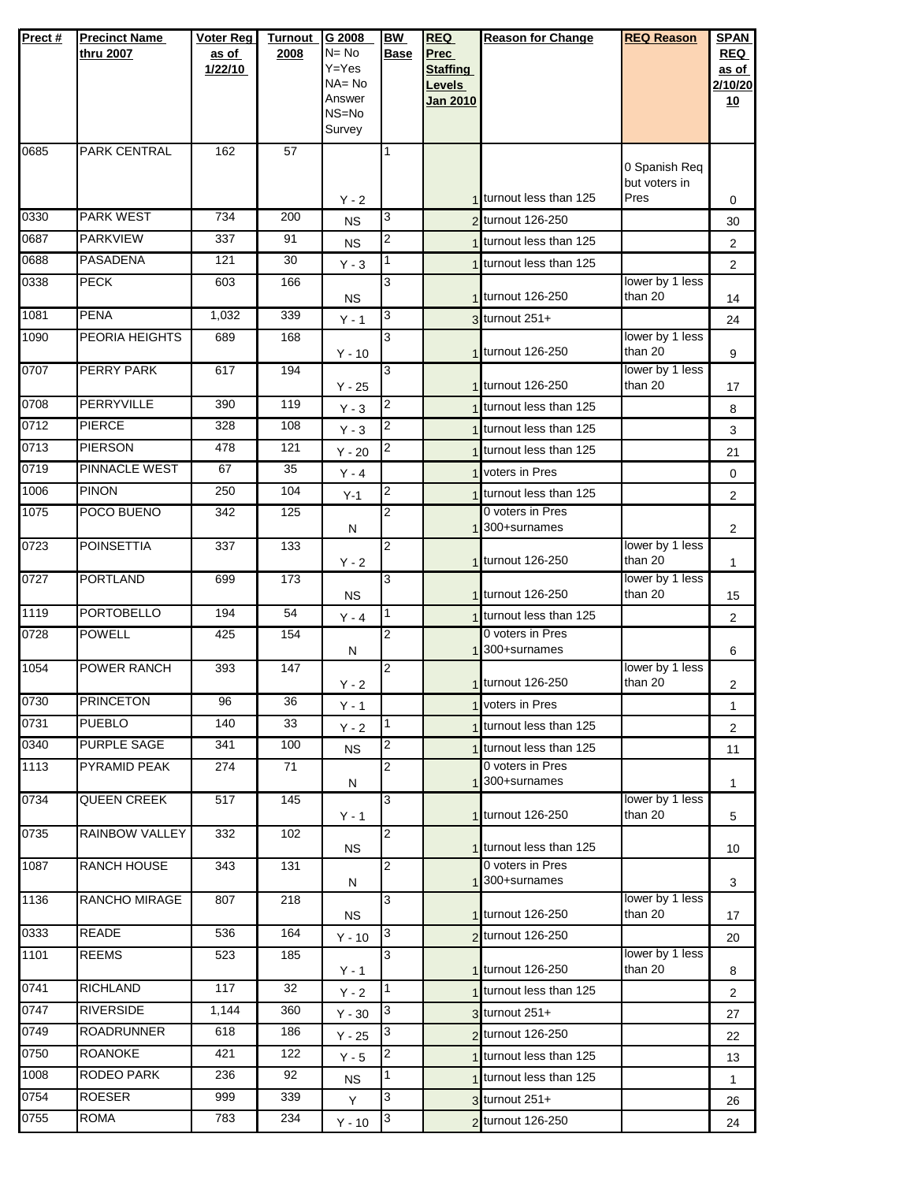| Prect # | Precinct Name thru 2007 | Voter Reg as of 1/22/10 | Turnout 2008 | G 2008 N= No Y=Yes NA= No Answer NS=No Survey | BW Base | REQ Prec Staffing Levels Jan 2010 | Reason for Change | REQ Reason | SPAN REQ as of 2/10/2010 |
|---|---|---|---|---|---|---|---|---|---|
| 0685 | PARK CENTRAL | 162 | 57 | Y - 2 | 1 | 1 | turnout less than 125 | 0 Spanish Req but voters in Pres | 0 |
| 0330 | PARK WEST | 734 | 200 | NS | 3 | 2 | turnout 126-250 | | 30 |
| 0687 | PARKVIEW | 337 | 91 | NS | 2 | 1 | turnout less than 125 | | 2 |
| 0688 | PASADENA | 121 | 30 | Y - 3 | 1 | 1 | turnout less than 125 | | 2 |
| 0338 | PECK | 603 | 166 | NS | 3 | 1 | turnout 126-250 | lower by 1 less than 20 | 14 |
| 1081 | PENA | 1,032 | 339 | Y - 1 | 3 | 3 | turnout 251+ | | 24 |
| 1090 | PEORIA HEIGHTS | 689 | 168 | Y - 10 | 3 | 1 | turnout 126-250 | lower by 1 less than 20 | 9 |
| 0707 | PERRY PARK | 617 | 194 | Y - 25 | 3 | 1 | turnout 126-250 | lower by 1 less than 20 | 17 |
| 0708 | PERRYVILLE | 390 | 119 | Y - 3 | 2 | 1 | turnout less than 125 | | 8 |
| 0712 | PIERCE | 328 | 108 | Y - 3 | 2 | 1 | turnout less than 125 | | 3 |
| 0713 | PIERSON | 478 | 121 | Y - 20 | 2 | 1 | turnout less than 125 | | 21 |
| 0719 | PINNACLE WEST | 67 | 35 | Y - 4 | | 1 | voters in Pres | | 0 |
| 1006 | PINON | 250 | 104 | Y-1 | 2 | 1 | turnout less than 125 | | 2 |
| 1075 | POCO BUENO | 342 | 125 | N | 2 | 1 | 0 voters in Pres 300+surnames | | 2 |
| 0723 | POINSETTIA | 337 | 133 | Y - 2 | 2 | 1 | turnout 126-250 | lower by 1 less than 20 | 1 |
| 0727 | PORTLAND | 699 | 173 | NS | 3 | 1 | turnout 126-250 | lower by 1 less than 20 | 15 |
| 1119 | PORTOBELLO | 194 | 54 | Y - 4 | 1 | 1 | turnout less than 125 | | 2 |
| 0728 | POWELL | 425 | 154 | N | 2 | 1 | 0 voters in Pres 300+surnames | | 6 |
| 1054 | POWER RANCH | 393 | 147 | Y - 2 | 2 | 1 | turnout 126-250 | lower by 1 less than 20 | 2 |
| 0730 | PRINCETON | 96 | 36 | Y - 1 | | 1 | voters in Pres | | 1 |
| 0731 | PUEBLO | 140 | 33 | Y - 2 | 1 | 1 | turnout less than 125 | | 2 |
| 0340 | PURPLE SAGE | 341 | 100 | NS | 2 | 1 | turnout less than 125 | | 11 |
| 1113 | PYRAMID PEAK | 274 | 71 | N | 2 | 1 | 0 voters in Pres 300+surnames | | 1 |
| 0734 | QUEEN CREEK | 517 | 145 | Y - 1 | 3 | 1 | turnout 126-250 | lower by 1 less than 20 | 5 |
| 0735 | RAINBOW VALLEY | 332 | 102 | NS | 2 | 1 | turnout less than 125 | | 10 |
| 1087 | RANCH HOUSE | 343 | 131 | N | 2 | 1 | 0 voters in Pres 300+surnames | | 3 |
| 1136 | RANCHO MIRAGE | 807 | 218 | NS | 3 | 1 | turnout 126-250 | lower by 1 less than 20 | 17 |
| 0333 | READE | 536 | 164 | Y - 10 | 3 | 2 | turnout 126-250 | | 20 |
| 1101 | REEMS | 523 | 185 | Y - 1 | 3 | 1 | turnout 126-250 | lower by 1 less than 20 | 8 |
| 0741 | RICHLAND | 117 | 32 | Y - 2 | 1 | 1 | turnout less than 125 | | 2 |
| 0747 | RIVERSIDE | 1,144 | 360 | Y - 30 | 3 | 3 | turnout 251+ | | 27 |
| 0749 | ROADRUNNER | 618 | 186 | Y - 25 | 3 | 2 | turnout 126-250 | | 22 |
| 0750 | ROANOKE | 421 | 122 | Y - 5 | 2 | 1 | turnout less than 125 | | 13 |
| 1008 | RODEO PARK | 236 | 92 | NS | 1 | 1 | turnout less than 125 | | 1 |
| 0754 | ROESER | 999 | 339 | Y | 3 | 3 | turnout 251+ | | 26 |
| 0755 | ROMA | 783 | 234 | Y - 10 | 3 | 2 | turnout 126-250 | | 24 |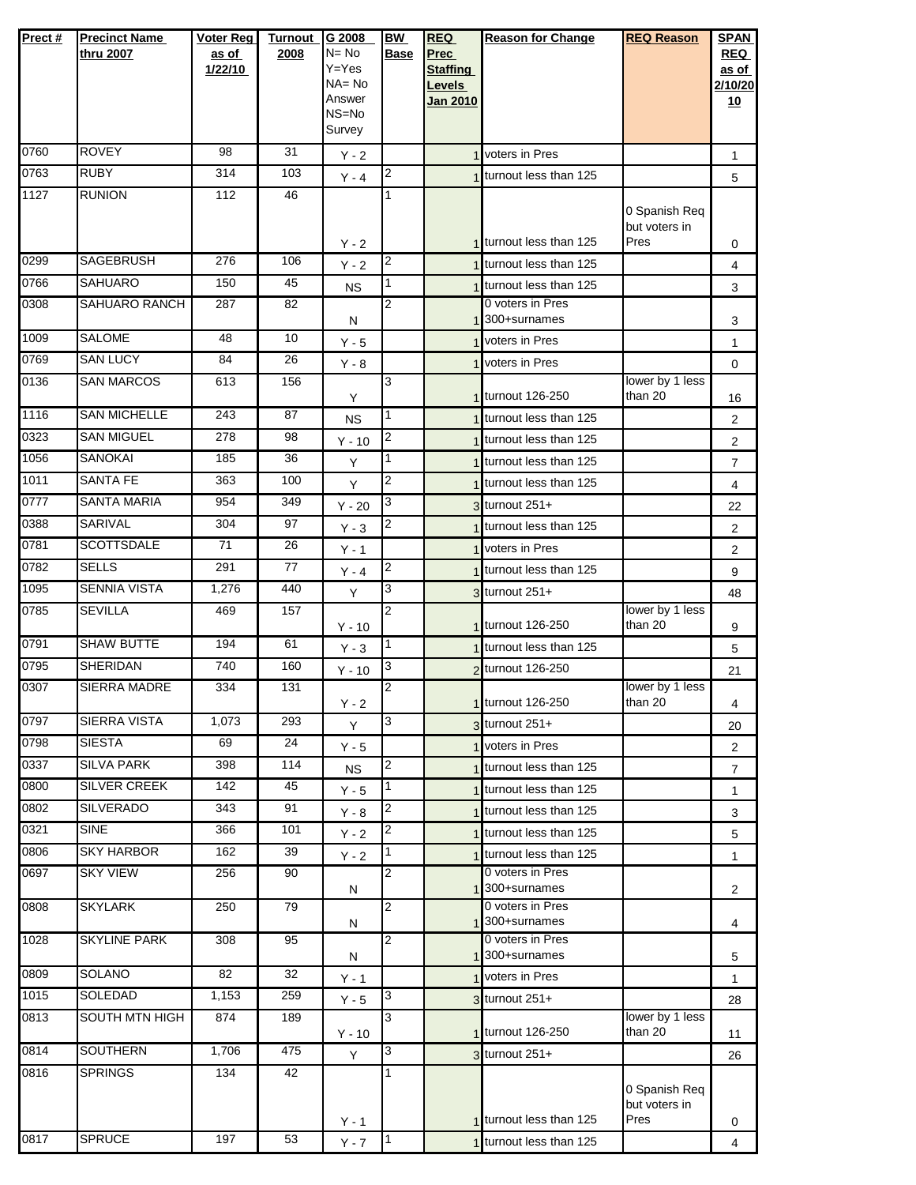| Prect # | Precinct Name thru 2007 | Voter Reg as of 1/22/10 | Turnout 2008 | G 2008 N= No Y=Yes NA= No Answer NS=No Survey | BW Base | REQ Prec Staffing Levels Jan 2010 | Reason for Change | REQ Reason | SPAN REQ as of 2/10/2010 |
|---|---|---|---|---|---|---|---|---|---|
| 0760 | ROVEY | 98 | 31 | Y - 2 | | 1 | voters in Pres | | 1 |
| 0763 | RUBY | 314 | 103 | Y - 4 | 2 | 1 | turnout less than 125 | | 5 |
| 1127 | RUNION | 112 | 46 | Y - 2 | 1 | 1 | turnout less than 125 | 0 Spanish Req but voters in Pres | 0 |
| 0299 | SAGEBRUSH | 276 | 106 | Y - 2 | 2 | 1 | turnout less than 125 | | 4 |
| 0766 | SAHUARO | 150 | 45 | NS | 1 | 1 | turnout less than 125 | | 3 |
| 0308 | SAHUARO RANCH | 287 | 82 | N | 2 | 1 | 0 voters in Pres 300+surnames | | 3 |
| 1009 | SALOME | 48 | 10 | Y - 5 | | 1 | voters in Pres | | 1 |
| 0769 | SAN LUCY | 84 | 26 | Y - 8 | | 1 | voters in Pres | | 0 |
| 0136 | SAN MARCOS | 613 | 156 | Y | 3 | 1 | turnout 126-250 | lower by 1 less than 20 | 16 |
| 1116 | SAN MICHELLE | 243 | 87 | NS | 1 | 1 | turnout less than 125 | | 2 |
| 0323 | SAN MIGUEL | 278 | 98 | Y - 10 | 2 | 1 | turnout less than 125 | | 2 |
| 1056 | SANOKAI | 185 | 36 | Y | 1 | 1 | turnout less than 125 | | 7 |
| 1011 | SANTA FE | 363 | 100 | Y | 2 | 1 | turnout less than 125 | | 4 |
| 0777 | SANTA MARIA | 954 | 349 | Y - 20 | 3 | 3 | turnout 251+ | | 22 |
| 0388 | SARIVAL | 304 | 97 | Y - 3 | 2 | 1 | turnout less than 125 | | 2 |
| 0781 | SCOTTSDALE | 71 | 26 | Y - 1 | | 1 | voters in Pres | | 2 |
| 0782 | SELLS | 291 | 77 | Y - 4 | 2 | 1 | turnout less than 125 | | 9 |
| 1095 | SENNIA VISTA | 1,276 | 440 | Y | 3 | 3 | turnout 251+ | | 48 |
| 0785 | SEVILLA | 469 | 157 | Y - 10 | 2 | 1 | turnout 126-250 | lower by 1 less than 20 | 9 |
| 0791 | SHAW BUTTE | 194 | 61 | Y - 3 | 1 | 1 | turnout less than 125 | | 5 |
| 0795 | SHERIDAN | 740 | 160 | Y - 10 | 3 | 2 | turnout 126-250 | | 21 |
| 0307 | SIERRA MADRE | 334 | 131 | Y - 2 | 2 | 1 | turnout 126-250 | lower by 1 less than 20 | 4 |
| 0797 | SIERRA VISTA | 1,073 | 293 | Y | 3 | 3 | turnout 251+ | | 20 |
| 0798 | SIESTA | 69 | 24 | Y - 5 | | 1 | voters in Pres | | 2 |
| 0337 | SILVA PARK | 398 | 114 | NS | 2 | 1 | turnout less than 125 | | 7 |
| 0800 | SILVER CREEK | 142 | 45 | Y - 5 | 1 | 1 | turnout less than 125 | | 1 |
| 0802 | SILVERADO | 343 | 91 | Y - 8 | 2 | 1 | turnout less than 125 | | 3 |
| 0321 | SINE | 366 | 101 | Y - 2 | 2 | 1 | turnout less than 125 | | 5 |
| 0806 | SKY HARBOR | 162 | 39 | Y - 2 | 1 | 1 | turnout less than 125 | | 1 |
| 0697 | SKY VIEW | 256 | 90 | N | 2 | 1 | 0 voters in Pres 300+surnames | | 2 |
| 0808 | SKYLARK | 250 | 79 | N | 2 | 1 | 0 voters in Pres 300+surnames | | 4 |
| 1028 | SKYLINE PARK | 308 | 95 | N | 2 | 1 | 0 voters in Pres 300+surnames | | 5 |
| 0809 | SOLANO | 82 | 32 | Y - 1 | | 1 | voters in Pres | | 1 |
| 1015 | SOLEDAD | 1,153 | 259 | Y - 5 | 3 | 3 | turnout 251+ | | 28 |
| 0813 | SOUTH MTN HIGH | 874 | 189 | Y - 10 | 3 | 1 | turnout 126-250 | lower by 1 less than 20 | 11 |
| 0814 | SOUTHERN | 1,706 | 475 | Y | 3 | 3 | turnout 251+ | | 26 |
| 0816 | SPRINGS | 134 | 42 | Y - 1 | 1 | 1 | turnout less than 125 | 0 Spanish Req but voters in Pres | 0 |
| 0817 | SPRUCE | 197 | 53 | Y - 7 | 1 | 1 | turnout less than 125 | | 4 |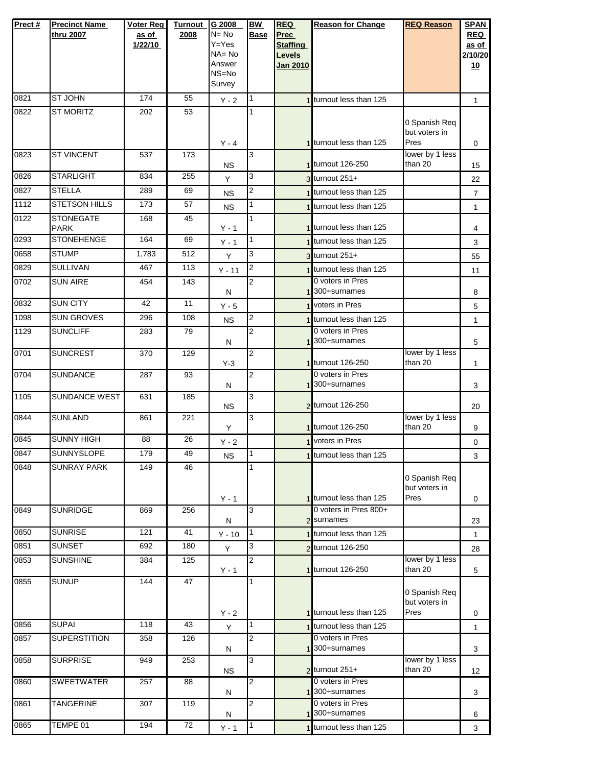| Prect # | Precinct Name thru 2007 | Voter Reg as of 1/22/10 | Turnout 2008 | G 2008 N= No Y=Yes NA= No Answer NS=No Survey | BW Base | REQ Prec Staffing Levels Jan 2010 | Reason for Change | REQ Reason | SPAN REQ as of 2/10/2010 |
|---|---|---|---|---|---|---|---|---|---|
| 0821 | ST JOHN | 174 | 55 | Y - 2 | 1 | 1 | turnout less than 125 | | 1 |
| 0822 | ST MORITZ | 202 | 53 | Y - 4 | 1 | 1 | turnout less than 125 | 0 Spanish Req but voters in Pres | 0 |
| 0823 | ST VINCENT | 537 | 173 | NS | 3 | 1 | turnout 126-250 | lower by 1 less than 20 | 15 |
| 0826 | STARLIGHT | 834 | 255 | Y | 3 | 3 | turnout 251+ | | 22 |
| 0827 | STELLA | 289 | 69 | NS | 2 | 1 | turnout less than 125 | | 7 |
| 1112 | STETSON HILLS | 173 | 57 | NS | 1 | 1 | turnout less than 125 | | 1 |
| 0122 | STONEGATE PARK | 168 | 45 | Y - 1 | 1 | 1 | turnout less than 125 | | 4 |
| 0293 | STONEHENGE | 164 | 69 | Y - 1 | 1 | 1 | turnout less than 125 | | 3 |
| 0658 | STUMP | 1,783 | 512 | Y | 3 | 3 | turnout 251+ | | 55 |
| 0829 | SULLIVAN | 467 | 113 | Y - 11 | 2 | 1 | turnout less than 125 | | 11 |
| 0702 | SUN AIRE | 454 | 143 | N | 2 | 1 | 0 voters in Pres 300+surnames | | 8 |
| 0832 | SUN CITY | 42 | 11 | Y - 5 | | 1 | voters in Pres | | 5 |
| 1098 | SUN GROVES | 296 | 108 | NS | 2 | 1 | turnout less than 125 | | 1 |
| 1129 | SUNCLIFF | 283 | 79 | N | 2 | 1 | 0 voters in Pres 300+surnames | | 5 |
| 0701 | SUNCREST | 370 | 129 | Y-3 | 2 | 1 | turnout 126-250 | lower by 1 less than 20 | 1 |
| 0704 | SUNDANCE | 287 | 93 | N | 2 | 1 | 0 voters in Pres 300+surnames | | 3 |
| 1105 | SUNDANCE WEST | 631 | 185 | NS | 3 | 2 | turnout 126-250 | | 20 |
| 0844 | SUNLAND | 861 | 221 | Y | 3 | 1 | turnout 126-250 | lower by 1 less than 20 | 9 |
| 0845 | SUNNY HIGH | 88 | 26 | Y - 2 | | 1 | voters in Pres | | 0 |
| 0847 | SUNNYSLOPE | 179 | 49 | NS | 1 | 1 | turnout less than 125 | | 3 |
| 0848 | SUNRAY PARK | 149 | 46 | Y - 1 | 1 | 1 | turnout less than 125 | 0 Spanish Req but voters in Pres | 0 |
| 0849 | SUNRIDGE | 869 | 256 | N | 3 | 2 | 0 voters in Pres 800+ surnames | | 23 |
| 0850 | SUNRISE | 121 | 41 | Y - 10 | 1 | 1 | turnout less than 125 | | 1 |
| 0851 | SUNSET | 692 | 180 | Y | 3 | 2 | turnout 126-250 | | 28 |
| 0853 | SUNSHINE | 384 | 125 | Y - 1 | 2 | 1 | turnout 126-250 | lower by 1 less than 20 | 5 |
| 0855 | SUNUP | 144 | 47 | Y - 2 | 1 | 1 | turnout less than 125 | 0 Spanish Req but voters in Pres | 0 |
| 0856 | SUPAI | 118 | 43 | Y | 1 | 1 | turnout less than 125 | | 1 |
| 0857 | SUPERSTITION | 358 | 126 | N | 2 | 1 | 0 voters in Pres 300+surnames | | 3 |
| 0858 | SURPRISE | 949 | 253 | NS | 3 | 2 | turnout 251+ | lower by 1 less than 20 | 12 |
| 0860 | SWEETWATER | 257 | 88 | N | 2 | 1 | 0 voters in Pres 300+surnames | | 3 |
| 0861 | TANGERINE | 307 | 119 | N | 2 | 1 | 0 voters in Pres 300+surnames | | 6 |
| 0865 | TEMPE 01 | 194 | 72 | Y - 1 | 1 | 1 | turnout less than 125 | | 3 |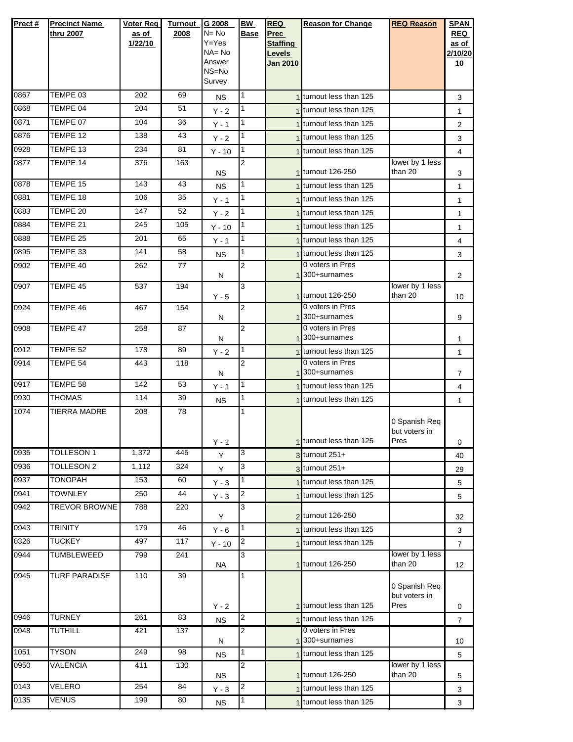| Prect # | Precinct Name thru 2007 | Voter Reg as of 1/22/10 | Turnout 2008 | G 2008 N= No Y=Yes NA= No Answer NS=No Survey | BW Base | REQ Prec Staffing Levels Jan 2010 | Reason for Change | REQ Reason | SPAN REQ as of 2/10/2010 |
|---|---|---|---|---|---|---|---|---|---|
| 0867 | TEMPE 03 | 202 | 69 | NS | 1 | 1 | turnout less than 125 | | 3 |
| 0868 | TEMPE 04 | 204 | 51 | Y - 2 | 1 | 1 | turnout less than 125 | | 1 |
| 0871 | TEMPE 07 | 104 | 36 | Y - 1 | 1 | 1 | turnout less than 125 | | 2 |
| 0876 | TEMPE 12 | 138 | 43 | Y - 2 | 1 | 1 | turnout less than 125 | | 3 |
| 0928 | TEMPE 13 | 234 | 81 | Y - 10 | 1 | 1 | turnout less than 125 | | 4 |
| 0877 | TEMPE 14 | 376 | 163 | NS | 2 | 1 | turnout 126-250 | lower by 1 less than 20 | 3 |
| 0878 | TEMPE 15 | 143 | 43 | NS | 1 | 1 | turnout less than 125 | | 1 |
| 0881 | TEMPE 18 | 106 | 35 | Y - 1 | 1 | 1 | turnout less than 125 | | 1 |
| 0883 | TEMPE 20 | 147 | 52 | Y - 2 | 1 | 1 | turnout less than 125 | | 1 |
| 0884 | TEMPE 21 | 245 | 105 | Y - 10 | 1 | 1 | turnout less than 125 | | 1 |
| 0888 | TEMPE 25 | 201 | 65 | Y - 1 | 1 | 1 | turnout less than 125 | | 4 |
| 0895 | TEMPE 33 | 141 | 58 | NS | 1 | 1 | turnout less than 125 | | 3 |
| 0902 | TEMPE 40 | 262 | 77 | N | 2 | 1 | 0 voters in Pres 300+surnames | | 2 |
| 0907 | TEMPE 45 | 537 | 194 | Y - 5 | 3 | 1 | turnout 126-250 | lower by 1 less than 20 | 10 |
| 0924 | TEMPE 46 | 467 | 154 | N | 2 | 1 | 0 voters in Pres 300+surnames | | 9 |
| 0908 | TEMPE 47 | 258 | 87 | N | 2 | 1 | 0 voters in Pres 300+surnames | | 1 |
| 0912 | TEMPE 52 | 178 | 89 | Y - 2 | 1 | 1 | turnout less than 125 | | 1 |
| 0914 | TEMPE 54 | 443 | 118 | N | 2 | 1 | 0 voters in Pres 300+surnames | | 7 |
| 0917 | TEMPE 58 | 142 | 53 | Y - 1 | 1 | 1 | turnout less than 125 | | 4 |
| 0930 | THOMAS | 114 | 39 | NS | 1 | 1 | turnout less than 125 | | 1 |
| 1074 | TIERRA MADRE | 208 | 78 | Y - 1 | 1 | 1 | turnout less than 125 | 0 Spanish Req but voters in Pres | 0 |
| 0935 | TOLLESON 1 | 1,372 | 445 | Y | 3 | 3 | turnout 251+ | | 40 |
| 0936 | TOLLESON 2 | 1,112 | 324 | Y | 3 | 3 | turnout 251+ | | 29 |
| 0937 | TONOPAH | 153 | 60 | Y - 3 | 1 | 1 | turnout less than 125 | | 5 |
| 0941 | TOWNLEY | 250 | 44 | Y - 3 | 2 | 1 | turnout less than 125 | | 5 |
| 0942 | TREVOR BROWNE | 788 | 220 | Y | 3 | 2 | turnout 126-250 | | 32 |
| 0943 | TRINITY | 179 | 46 | Y - 6 | 1 | 1 | turnout less than 125 | | 3 |
| 0326 | TUCKEY | 497 | 117 | Y - 10 | 2 | 1 | turnout less than 125 | | 7 |
| 0944 | TUMBLEWEED | 799 | 241 | NA | 3 | 1 | turnout 126-250 | lower by 1 less than 20 | 12 |
| 0945 | TURF PARADISE | 110 | 39 | Y - 2 | 1 | 1 | turnout less than 125 | 0 Spanish Req but voters in Pres | 0 |
| 0946 | TURNEY | 261 | 83 | NS | 2 | 1 | turnout less than 125 | | 7 |
| 0948 | TUTHILL | 421 | 137 | N | 2 | 1 | 0 voters in Pres 300+surnames | | 10 |
| 1051 | TYSON | 249 | 98 | NS | 1 | 1 | turnout less than 125 | | 5 |
| 0950 | VALENCIA | 411 | 130 | NS | 2 | 1 | turnout 126-250 | lower by 1 less than 20 | 5 |
| 0143 | VELERO | 254 | 84 | Y - 3 | 2 | 1 | turnout less than 125 | | 3 |
| 0135 | VENUS | 199 | 80 | NS | 1 | 1 | turnout less than 125 | | 3 |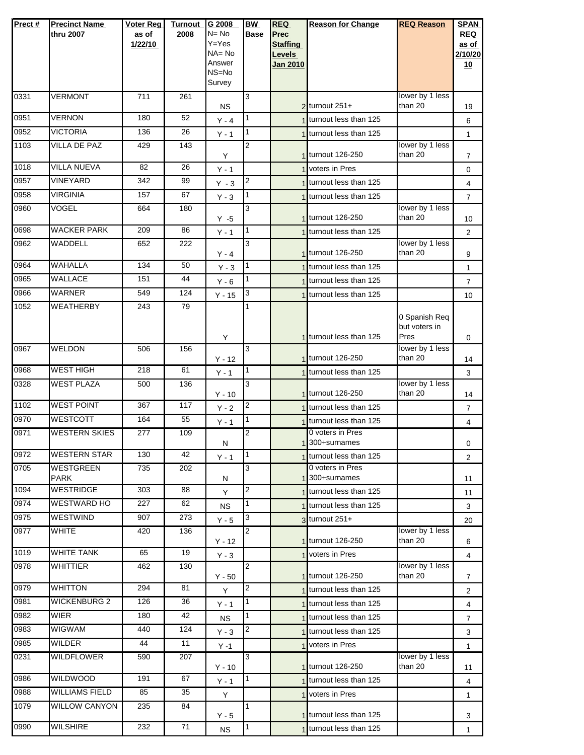| Prect # | Precinct Name thru 2007 | Voter Reg as of 1/22/10 | Turnout 2008 | G 2008 N= No Y=Yes NA= No Answer NS=No Survey | BW Base | REQ Prec Staffing Levels Jan 2010 | Reason for Change | REQ Reason | SPAN REQ as of 2/10/2010 |
|---|---|---|---|---|---|---|---|---|---|
| 0331 | VERMONT | 711 | 261 | NS | 3 | 2 | turnout 251+ | lower by 1 less than 20 | 19 |
| 0951 | VERNON | 180 | 52 | Y - 4 | 1 | 1 | turnout less than 125 | | 6 |
| 0952 | VICTORIA | 136 | 26 | Y - 1 | 1 | 1 | turnout less than 125 | | 1 |
| 1103 | VILLA DE PAZ | 429 | 143 | Y | 2 | 1 | turnout 126-250 | lower by 1 less than 20 | 7 |
| 1018 | VILLA NUEVA | 82 | 26 | Y - 1 | | 1 | voters in Pres | | 0 |
| 0957 | VINEYARD | 342 | 99 | Y - 3 | 2 | 1 | turnout less than 125 | | 4 |
| 0958 | VIRGINIA | 157 | 67 | Y - 3 | 1 | 1 | turnout less than 125 | | 7 |
| 0960 | VOGEL | 664 | 180 | Y -5 | 3 | 1 | turnout 126-250 | lower by 1 less than 20 | 10 |
| 0698 | WACKER PARK | 209 | 86 | Y - 1 | 1 | 1 | turnout less than 125 | | 2 |
| 0962 | WADDELL | 652 | 222 | Y - 4 | 3 | 1 | turnout 126-250 | lower by 1 less than 20 | 9 |
| 0964 | WAHALLA | 134 | 50 | Y - 3 | 1 | 1 | turnout less than 125 | | 1 |
| 0965 | WALLACE | 151 | 44 | Y - 6 | 1 | 1 | turnout less than 125 | | 7 |
| 0966 | WARNER | 549 | 124 | Y - 15 | 3 | 1 | turnout less than 125 | | 10 |
| 1052 | WEATHERBY | 243 | 79 | Y | 1 | 1 | turnout less than 125 | 0 Spanish Req but voters in Pres | 0 |
| 0967 | WELDON | 506 | 156 | Y - 12 | 3 | 1 | turnout 126-250 | lower by 1 less than 20 | 14 |
| 0968 | WEST HIGH | 218 | 61 | Y - 1 | 1 | 1 | turnout less than 125 | | 3 |
| 0328 | WEST PLAZA | 500 | 136 | Y - 10 | 3 | 1 | turnout 126-250 | lower by 1 less than 20 | 14 |
| 1102 | WEST POINT | 367 | 117 | Y - 2 | 2 | 1 | turnout less than 125 | | 7 |
| 0970 | WESTCOTT | 164 | 55 | Y - 1 | 1 | 1 | turnout less than 125 | | 4 |
| 0971 | WESTERN SKIES | 277 | 109 | N | 2 | 1 | 0 voters in Pres 300+surnames | | 0 |
| 0972 | WESTERN STAR | 130 | 42 | Y - 1 | 1 | 1 | turnout less than 125 | | 2 |
| 0705 | WESTGREEN PARK | 735 | 202 | N | 3 | 1 | 0 voters in Pres 300+surnames | | 11 |
| 1094 | WESTRIDGE | 303 | 88 | Y | 2 | 1 | turnout less than 125 | | 11 |
| 0974 | WESTWARD HO | 227 | 62 | NS | 1 | 1 | turnout less than 125 | | 3 |
| 0975 | WESTWIND | 907 | 273 | Y - 5 | 3 | 3 | turnout 251+ | | 20 |
| 0977 | WHITE | 420 | 136 | Y - 12 | 2 | 1 | turnout 126-250 | lower by 1 less than 20 | 6 |
| 1019 | WHITE TANK | 65 | 19 | Y - 3 | | 1 | voters in Pres | | 4 |
| 0978 | WHITTIER | 462 | 130 | Y - 50 | 2 | 1 | turnout 126-250 | lower by 1 less than 20 | 7 |
| 0979 | WHITTON | 294 | 81 | Y | 2 | 1 | turnout less than 125 | | 2 |
| 0981 | WICKENBURG 2 | 126 | 36 | Y - 1 | 1 | 1 | turnout less than 125 | | 4 |
| 0982 | WIER | 180 | 42 | NS | 1 | 1 | turnout less than 125 | | 7 |
| 0983 | WIGWAM | 440 | 124 | Y - 3 | 2 | 1 | turnout less than 125 | | 3 |
| 0985 | WILDER | 44 | 11 | Y -1 | | 1 | voters in Pres | | 1 |
| 0231 | WILDFLOWER | 590 | 207 | Y - 10 | 3 | 1 | turnout 126-250 | lower by 1 less than 20 | 11 |
| 0986 | WILDWOOD | 191 | 67 | Y - 1 | 1 | 1 | turnout less than 125 | | 4 |
| 0988 | WILLIAMS FIELD | 85 | 35 | Y | | 1 | voters in Pres | | 1 |
| 1079 | WILLOW CANYON | 235 | 84 | Y - 5 | 1 | 1 | turnout less than 125 | | 3 |
| 0990 | WILSHIRE | 232 | 71 | NS | 1 | 1 | turnout less than 125 | | 1 |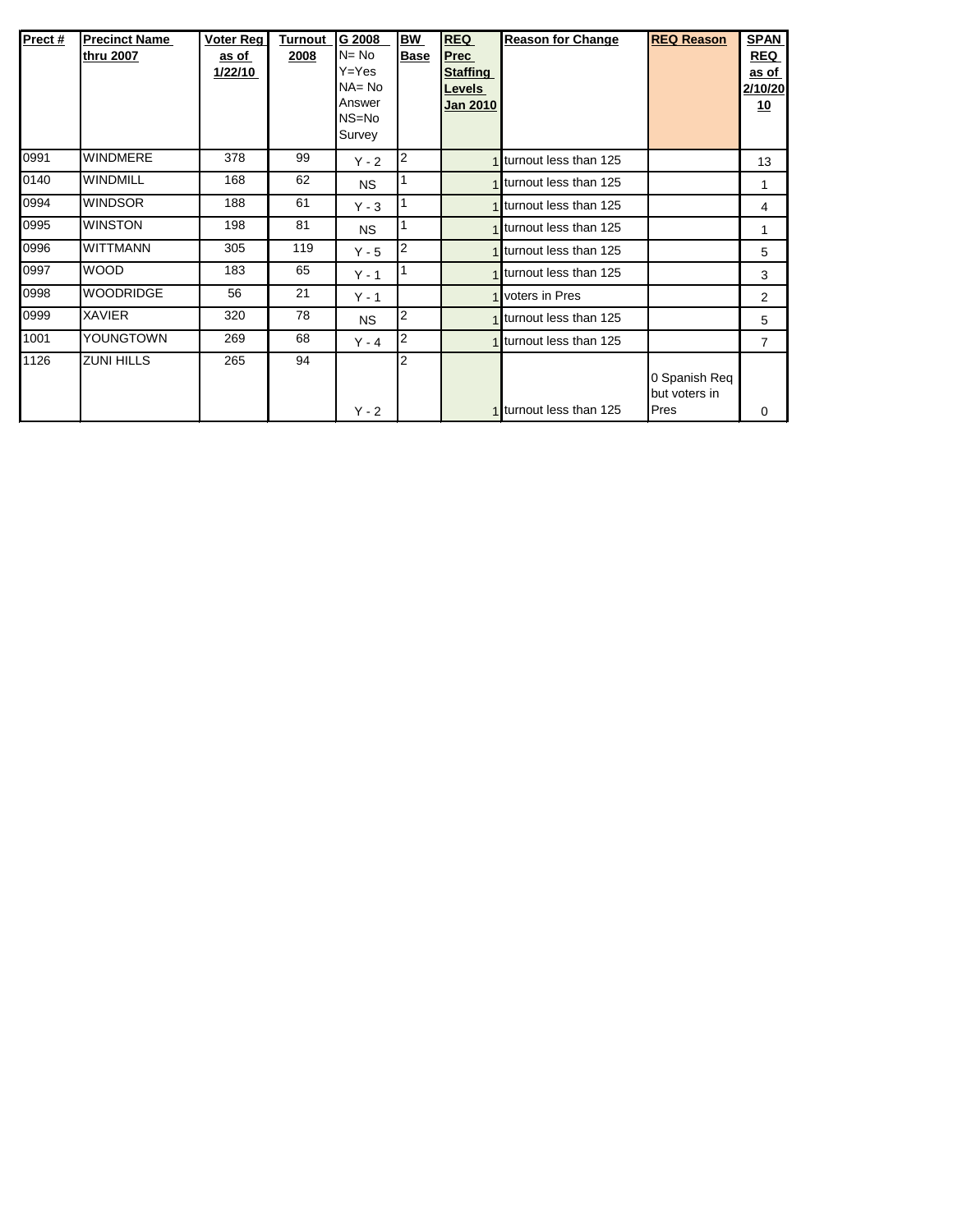| Prect # | Precinct Name thru 2007 | Voter Reg as of 1/22/10 | Turnout 2008 | G 2008 N= No Y=Yes NA= No Answer NS=No Survey | BW Base | REQ Prec Staffing Levels Jan 2010 | Reason for Change | REQ Reason | SPAN REQ as of 2/10/2010 |
|---|---|---|---|---|---|---|---|---|---|
| 0991 | WINDMERE | 378 | 99 | Y - 2 | 2 | 1 | turnout less than 125 | | 13 |
| 0140 | WINDMILL | 168 | 62 | NS | 1 | 1 | turnout less than 125 | | 1 |
| 0994 | WINDSOR | 188 | 61 | Y - 3 | 1 | 1 | turnout less than 125 | | 4 |
| 0995 | WINSTON | 198 | 81 | NS | 1 | 1 | turnout less than 125 | | 1 |
| 0996 | WITTMANN | 305 | 119 | Y - 5 | 2 | 1 | turnout less than 125 | | 5 |
| 0997 | WOOD | 183 | 65 | Y - 1 | 1 | 1 | turnout less than 125 | | 3 |
| 0998 | WOODRIDGE | 56 | 21 | Y - 1 | | 1 | voters in Pres | | 2 |
| 0999 | XAVIER | 320 | 78 | NS | 2 | 1 | turnout less than 125 | | 5 |
| 1001 | YOUNGTOWN | 269 | 68 | Y - 4 | 2 | 1 | turnout less than 125 | | 7 |
| 1126 | ZUNI HILLS | 265 | 94 | Y - 2 | 2 | 1 | turnout less than 125 | 0 Spanish Req but voters in Pres | 0 |